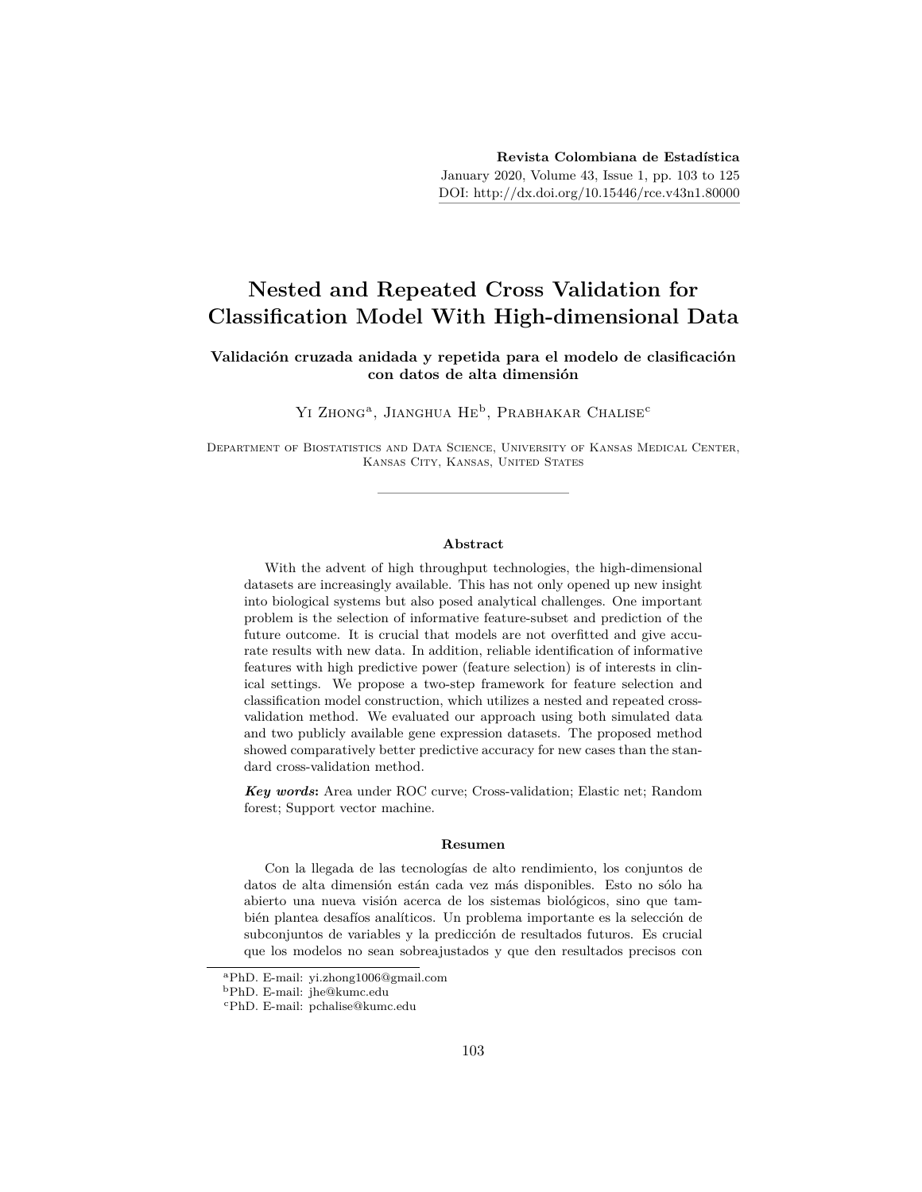# Nested and Repeated Cross Validation for Classification Model With High-dimensional Data

## Validación cruzada anidada y repetida para el modelo de clasificación con datos de alta dimensión

Yi Zhong[a], Jianghua He[b], Prabhakar Chalise[c]

Department of Biostatistics and Data Science, University of Kansas Medical Center, Kansas City, Kansas, United States

### Abstract

With the advent of high throughput technologies, the high-dimensional datasets are increasingly available. This has not only opened up new insight into biological systems but also posed analytical challenges. One important problem is the selection of informative feature-subset and prediction of the future outcome. It is crucial that models are not overfitted and give accurate results with new data. In addition, reliable identification of informative features with high predictive power (feature selection) is of interests in clinical settings. We propose a two-step framework for feature selection and classification model construction, which utilizes a nested and repeated cross-validation method. We evaluated our approach using both simulated data and two publicly available gene expression datasets. The proposed method showed comparatively better predictive accuracy for new cases than the standard cross-validation method.

***Key words*:** Area under ROC curve; Cross-validation; Elastic net; Random forest; Support vector machine.

### Resumen

Con la llegada de las tecnologías de alto rendimiento, los conjuntos de datos de alta dimensión están cada vez más disponibles. Esto no sólo ha abierto una nueva visión acerca de los sistemas biológicos, sino que también plantea desafíos analíticos. Un problema importante es la selección de subconjuntos de variables y la predicción de resultados futuros. Es crucial que los modelos no sean sobreajustados y que den resultados precisos con

[a]PhD. E-mail: yi.zhong1006@gmail.com
[b]PhD. E-mail: jhe@kumc.edu
[c]PhD. E-mail: pchalise@kumc.edu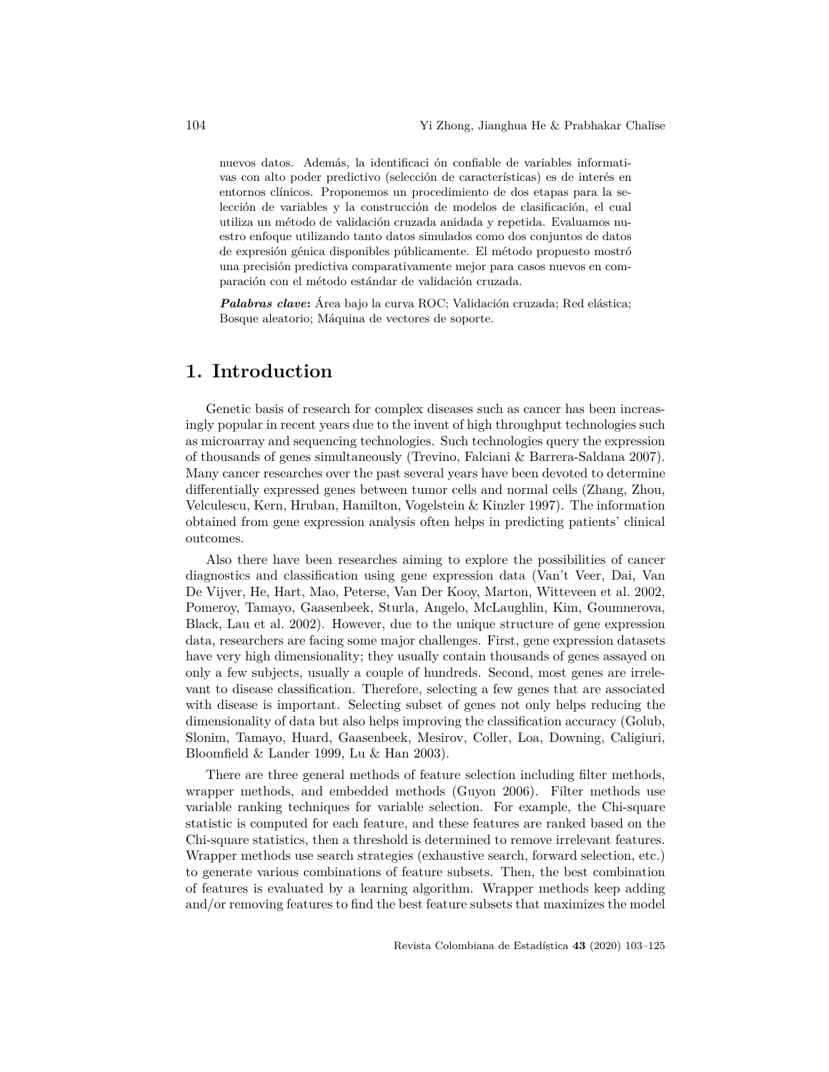nuevos datos. Además, la identificaci ón confiable de variables informativas con alto poder predictivo (selección de características) es de interés en entornos clínicos. Proponemos un procedimiento de dos etapas para la selección de variables y la construcción de modelos de clasificación, el cual utiliza un método de validación cruzada anidada y repetida. Evaluamos nuestro enfoque utilizando tanto datos simulados como dos conjuntos de datos de expresión génica disponibles públicamente. El método propuesto mostró una precisión predictiva comparativamente mejor para casos nuevos en comparación con el método estándar de validación cruzada.

***Palabras clave*:** Área bajo la curva ROC; Validación cruzada; Red elástica; Bosque aleatorio; Máquina de vectores de soporte.

# 1. Introduction

Genetic basis of research for complex diseases such as cancer has been increasingly popular in recent years due to the invent of high throughput technologies such as microarray and sequencing technologies. Such technologies query the expression of thousands of genes simultaneously (Trevino, Falciani & Barrera-Saldana 2007). Many cancer researches over the past several years have been devoted to determine differentially expressed genes between tumor cells and normal cells (Zhang, Zhou, Velculescu, Kern, Hruban, Hamilton, Vogelstein & Kinzler 1997). The information obtained from gene expression analysis often helps in predicting patients' clinical outcomes.

Also there have been researches aiming to explore the possibilities of cancer diagnostics and classification using gene expression data (Van't Veer, Dai, Van De Vijver, He, Hart, Mao, Peterse, Van Der Kooy, Marton, Witteveen et al. 2002, Pomeroy, Tamayo, Gaasenbeek, Sturla, Angelo, McLaughlin, Kim, Goumnerova, Black, Lau et al. 2002). However, due to the unique structure of gene expression data, researchers are facing some major challenges. First, gene expression datasets have very high dimensionality; they usually contain thousands of genes assayed on only a few subjects, usually a couple of hundreds. Second, most genes are irrelevant to disease classification. Therefore, selecting a few genes that are associated with disease is important. Selecting subset of genes not only helps reducing the dimensionality of data but also helps improving the classification accuracy (Golub, Slonim, Tamayo, Huard, Gaasenbeek, Mesirov, Coller, Loa, Downing, Caligiuri, Bloomfield & Lander 1999, Lu & Han 2003).

There are three general methods of feature selection including filter methods, wrapper methods, and embedded methods (Guyon 2006). Filter methods use variable ranking techniques for variable selection. For example, the Chi-square statistic is computed for each feature, and these features are ranked based on the Chi-square statistics, then a threshold is determined to remove irrelevant features. Wrapper methods use search strategies (exhaustive search, forward selection, etc.) to generate various combinations of feature subsets. Then, the best combination of features is evaluated by a learning algorithm. Wrapper methods keep adding and/or removing features to find the best feature subsets that maximizes the model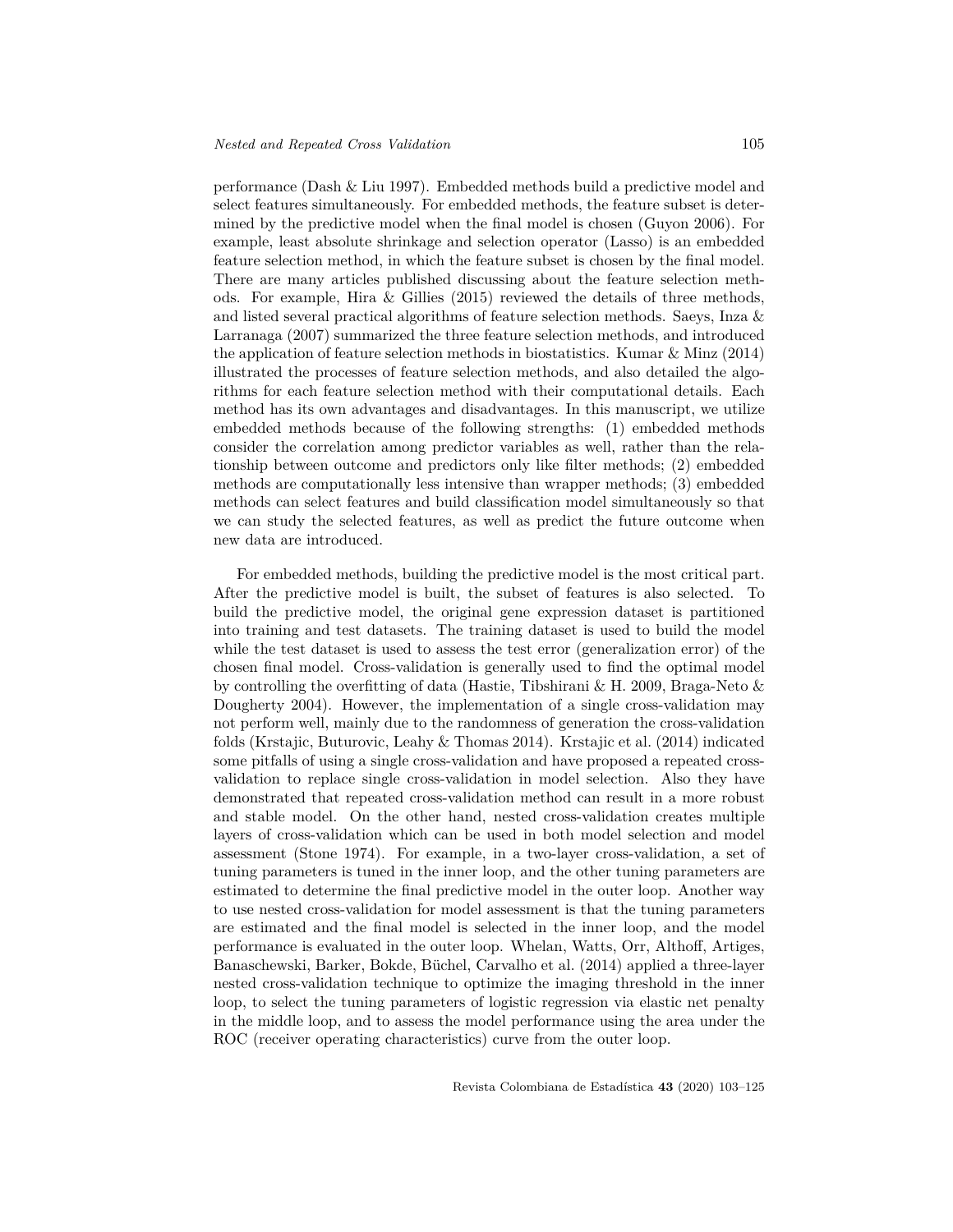performance (Dash & Liu 1997). Embedded methods build a predictive model and select features simultaneously. For embedded methods, the feature subset is determined by the predictive model when the final model is chosen (Guyon 2006). For example, least absolute shrinkage and selection operator (Lasso) is an embedded feature selection method, in which the feature subset is chosen by the final model. There are many articles published discussing about the feature selection methods. For example, Hira & Gillies (2015) reviewed the details of three methods, and listed several practical algorithms of feature selection methods. Saeys, Inza & Larranaga (2007) summarized the three feature selection methods, and introduced the application of feature selection methods in biostatistics. Kumar & Minz (2014) illustrated the processes of feature selection methods, and also detailed the algorithms for each feature selection method with their computational details. Each method has its own advantages and disadvantages. In this manuscript, we utilize embedded methods because of the following strengths: (1) embedded methods consider the correlation among predictor variables as well, rather than the relationship between outcome and predictors only like filter methods; (2) embedded methods are computationally less intensive than wrapper methods; (3) embedded methods can select features and build classification model simultaneously so that we can study the selected features, as well as predict the future outcome when new data are introduced.

For embedded methods, building the predictive model is the most critical part. After the predictive model is built, the subset of features is also selected. To build the predictive model, the original gene expression dataset is partitioned into training and test datasets. The training dataset is used to build the model while the test dataset is used to assess the test error (generalization error) of the chosen final model. Cross-validation is generally used to find the optimal model by controlling the overfitting of data (Hastie, Tibshirani & H. 2009, Braga-Neto & Dougherty 2004). However, the implementation of a single cross-validation may not perform well, mainly due to the randomness of generation the cross-validation folds (Krstajic, Buturovic, Leahy & Thomas 2014). Krstajic et al. (2014) indicated some pitfalls of using a single cross-validation and have proposed a repeated cross-validation to replace single cross-validation in model selection. Also they have demonstrated that repeated cross-validation method can result in a more robust and stable model. On the other hand, nested cross-validation creates multiple layers of cross-validation which can be used in both model selection and model assessment (Stone 1974). For example, in a two-layer cross-validation, a set of tuning parameters is tuned in the inner loop, and the other tuning parameters are estimated to determine the final predictive model in the outer loop. Another way to use nested cross-validation for model assessment is that the tuning parameters are estimated and the final model is selected in the inner loop, and the model performance is evaluated in the outer loop. Whelan, Watts, Orr, Althoff, Artiges, Banaschewski, Barker, Bokde, Büchel, Carvalho et al. (2014) applied a three-layer nested cross-validation technique to optimize the imaging threshold in the inner loop, to select the tuning parameters of logistic regression via elastic net penalty in the middle loop, and to assess the model performance using the area under the ROC (receiver operating characteristics) curve from the outer loop.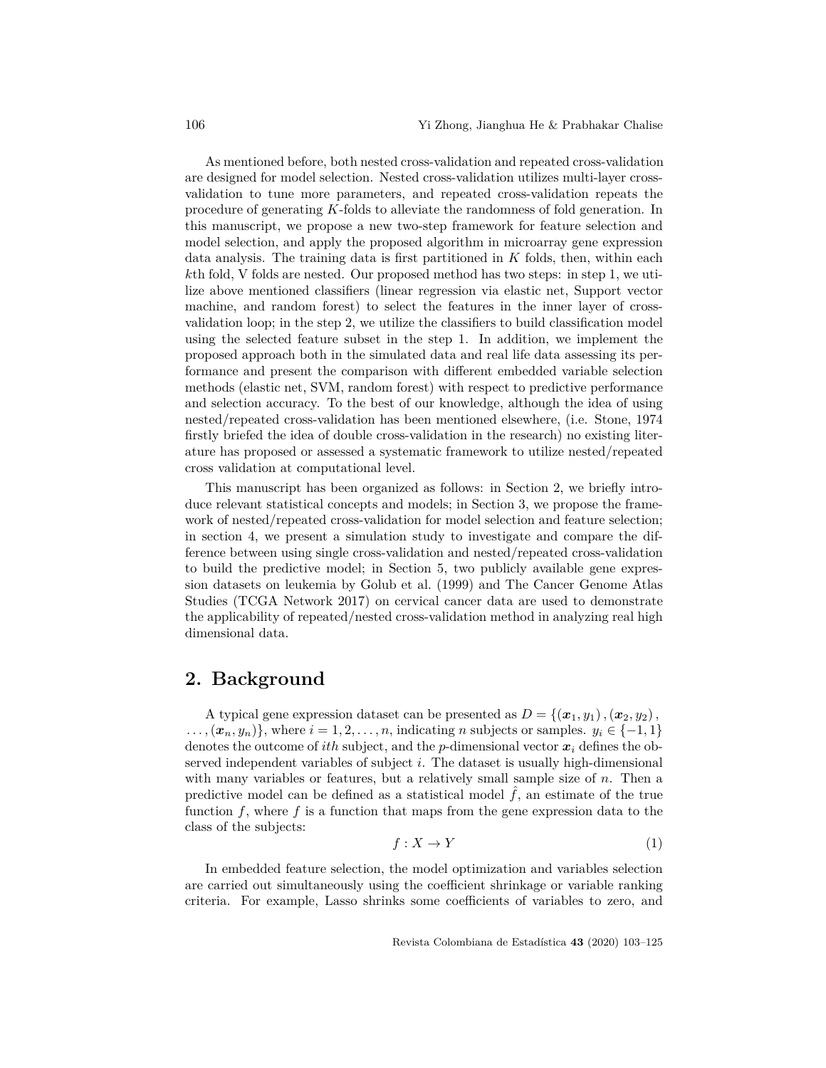As mentioned before, both nested cross-validation and repeated cross-validation are designed for model selection. Nested cross-validation utilizes multi-layer cross-validation to tune more parameters, and repeated cross-validation repeats the procedure of generating $K$-folds to alleviate the randomness of fold generation. In this manuscript, we propose a new two-step framework for feature selection and model selection, and apply the proposed algorithm in microarray gene expression data analysis. The training data is first partitioned in $K$ folds, then, within each $k$th fold, V folds are nested. Our proposed method has two steps: in step 1, we utilize above mentioned classifiers (linear regression via elastic net, Support vector machine, and random forest) to select the features in the inner layer of cross-validation loop; in the step 2, we utilize the classifiers to build classification model using the selected feature subset in the step 1. In addition, we implement the proposed approach both in the simulated data and real life data assessing its performance and present the comparison with different embedded variable selection methods (elastic net, SVM, random forest) with respect to predictive performance and selection accuracy. To the best of our knowledge, although the idea of using nested/repeated cross-validation has been mentioned elsewhere, (i.e. Stone, 1974 firstly briefed the idea of double cross-validation in the research) no existing literature has proposed or assessed a systematic framework to utilize nested/repeated cross validation at computational level.

This manuscript has been organized as follows: in Section 2, we briefly introduce relevant statistical concepts and models; in Section 3, we propose the framework of nested/repeated cross-validation for model selection and feature selection; in section 4, we present a simulation study to investigate and compare the difference between using single cross-validation and nested/repeated cross-validation to build the predictive model; in Section 5, two publicly available gene expression datasets on leukemia by Golub et al. (1999) and The Cancer Genome Atlas Studies (TCGA Network 2017) on cervical cancer data are used to demonstrate the applicability of repeated/nested cross-validation method in analyzing real high dimensional data.

## 2. Background

A typical gene expression dataset can be presented as $D = \{(\boldsymbol{x}_1, y_1), (\boldsymbol{x}_2, y_2), \ldots, (\boldsymbol{x}_n, y_n)\}$, where $i = 1, 2, \ldots, n$, indicating $n$ subjects or samples. $y_i \in \{-1, 1\}$ denotes the outcome of $ith$ subject, and the $p$-dimensional vector $\boldsymbol{x}_i$ defines the observed independent variables of subject $i$. The dataset is usually high-dimensional with many variables or features, but a relatively small sample size of $n$. Then a predictive model can be defined as a statistical model $\hat{f}$, an estimate of the true function $f$, where $f$ is a function that maps from the gene expression data to the class of the subjects:

$$f : X \to Y \tag{1}$$

In embedded feature selection, the model optimization and variables selection are carried out simultaneously using the coefficient shrinkage or variable ranking criteria. For example, Lasso shrinks some coefficients of variables to zero, and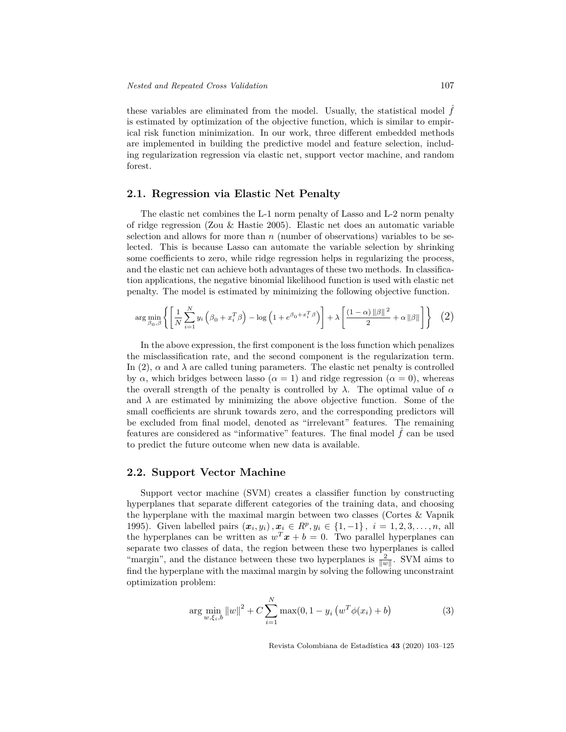these variables are eliminated from the model. Usually, the statistical model $\hat{f}$ is estimated by optimization of the objective function, which is similar to empirical risk function minimization. In our work, three different embedded methods are implemented in building the predictive model and feature selection, including regularization regression via elastic net, support vector machine, and random forest.

## 2.1. Regression via Elastic Net Penalty

The elastic net combines the L-1 norm penalty of Lasso and L-2 norm penalty of ridge regression (Zou & Hastie 2005). Elastic net does an automatic variable selection and allows for more than $n$ (number of observations) variables to be selected. This is because Lasso can automate the variable selection by shrinking some coefficients to zero, while ridge regression helps in regularizing the process, and the elastic net can achieve both advantages of these two methods. In classification applications, the negative binomial likelihood function is used with elastic net penalty. The model is estimated by minimizing the following objective function.

$$\arg\min_{\beta_0,\beta}\left\{\left[\frac{1}{N}\sum_{i=1}^{N} y_i\left(\beta_0 + x_i^T\beta\right) - \log\left(1 + e^{\beta_0 + x_i^T\beta}\right)\right] + \lambda\left[\frac{(1-\alpha)\left\|\beta\right\|^2}{2} + \alpha\left\|\beta\right\|\right]\right\} \quad (2)$$

In the above expression, the first component is the loss function which penalizes the misclassification rate, and the second component is the regularization term. In (2), $\alpha$ and $\lambda$ are called tuning parameters. The elastic net penalty is controlled by $\alpha$, which bridges between lasso ($\alpha = 1$) and ridge regression ($\alpha = 0$), whereas the overall strength of the penalty is controlled by $\lambda$. The optimal value of $\alpha$ and $\lambda$ are estimated by minimizing the above objective function. Some of the small coefficients are shrunk towards zero, and the corresponding predictors will be excluded from final model, denoted as "irrelevant" features. The remaining features are considered as "informative" features. The final model $\hat{f}$ can be used to predict the future outcome when new data is available.

## 2.2. Support Vector Machine

Support vector machine (SVM) creates a classifier function by constructing hyperplanes that separate different categories of the training data, and choosing the hyperplane with the maximal margin between two classes (Cortes & Vapnik 1995). Given labelled pairs $(\boldsymbol{x}_i, y_i), \boldsymbol{x}_i \in R^p, y_i \in \{1, -1\},\ i = 1, 2, 3, \dots, n$, all the hyperplanes can be written as $w^T\boldsymbol{x} + b = 0$. Two parallel hyperplanes can separate two classes of data, the region between these two hyperplanes is called "margin", and the distance between these two hyperplanes is $\frac{2}{\|w\|}$. SVM aims to find the hyperplane with the maximal margin by solving the following unconstraint optimization problem:

$$\arg\min_{w,\xi_i,b}\left\|w\right\|^2 + C\sum_{i=1}^{N}\max(0, 1 - y_i\left(w^T\phi(x_i) + b\right) \quad (3)$$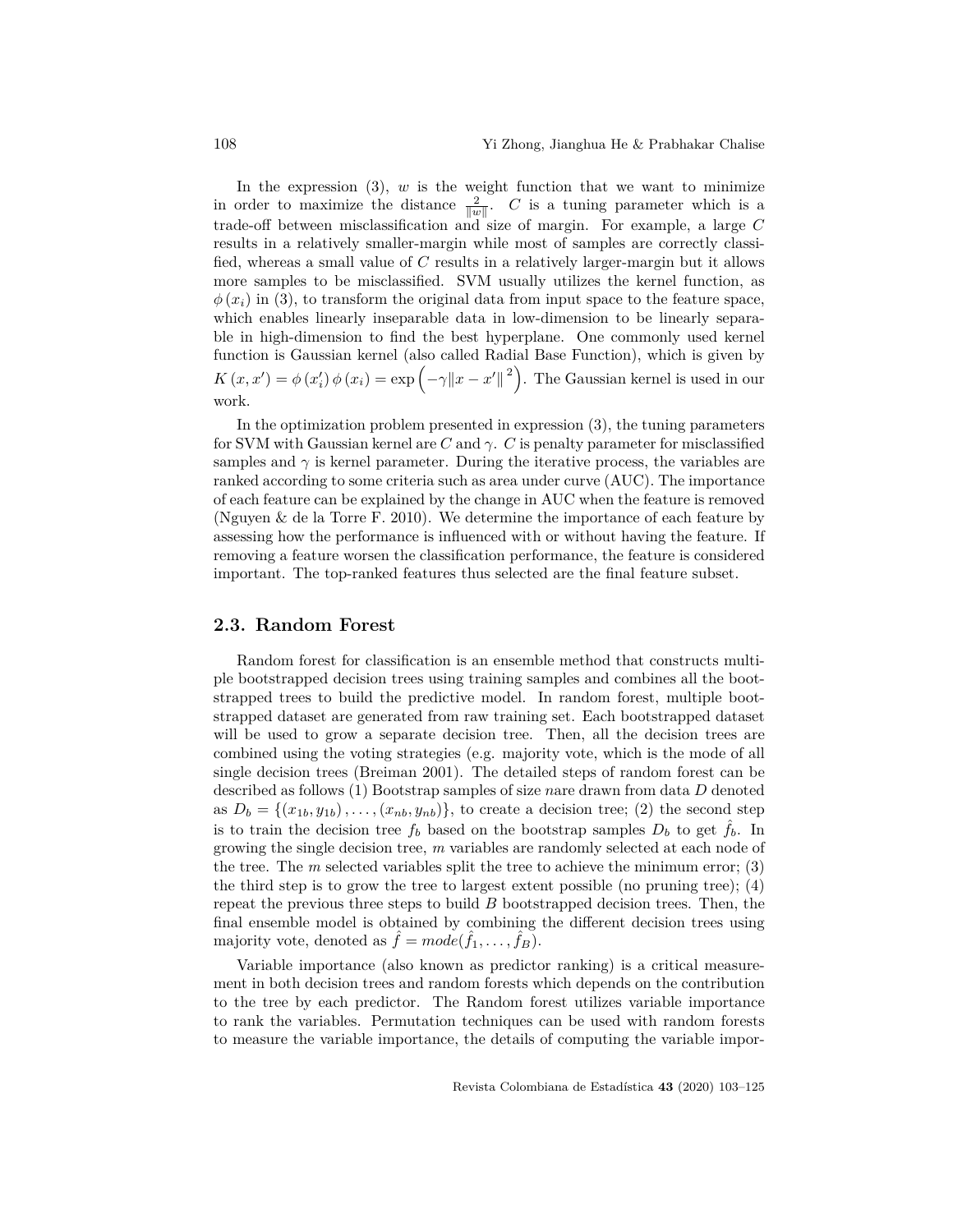In the expression (3), $w$ is the weight function that we want to minimize in order to maximize the distance $\frac{2}{\|w\|}$. $C$ is a tuning parameter which is a trade-off between misclassification and size of margin. For example, a large $C$ results in a relatively smaller-margin while most of samples are correctly classified, whereas a small value of $C$ results in a relatively larger-margin but it allows more samples to be misclassified. SVM usually utilizes the kernel function, as $\phi(x_i)$ in (3), to transform the original data from input space to the feature space, which enables linearly inseparable data in low-dimension to be linearly separable in high-dimension to find the best hyperplane. One commonly used kernel function is Gaussian kernel (also called Radial Base Function), which is given by $K(x, x') = \phi(x_i')\,\phi(x_i) = \exp\left(-\gamma\|x - x'\|^2\right)$. The Gaussian kernel is used in our work.

In the optimization problem presented in expression (3), the tuning parameters for SVM with Gaussian kernel are $C$ and $\gamma$. $C$ is penalty parameter for misclassified samples and $\gamma$ is kernel parameter. During the iterative process, the variables are ranked according to some criteria such as area under curve (AUC). The importance of each feature can be explained by the change in AUC when the feature is removed (Nguyen & de la Torre F. 2010). We determine the importance of each feature by assessing how the performance is influenced with or without having the feature. If removing a feature worsen the classification performance, the feature is considered important. The top-ranked features thus selected are the final feature subset.

## 2.3. Random Forest

Random forest for classification is an ensemble method that constructs multiple bootstrapped decision trees using training samples and combines all the bootstrapped trees to build the predictive model. In random forest, multiple bootstrapped dataset are generated from raw training set. Each bootstrapped dataset will be used to grow a separate decision tree. Then, all the decision trees are combined using the voting strategies (e.g. majority vote, which is the mode of all single decision trees (Breiman 2001). The detailed steps of random forest can be described as follows (1) Bootstrap samples of size $n$are drawn from data $D$ denoted as $D_b = \{(x_{1b}, y_{1b}), \ldots, (x_{nb}, y_{nb})\}$, to create a decision tree; (2) the second step is to train the decision tree $f_b$ based on the bootstrap samples $D_b$ to get $\hat{f}_b$. In growing the single decision tree, $m$ variables are randomly selected at each node of the tree. The $m$ selected variables split the tree to achieve the minimum error; (3) the third step is to grow the tree to largest extent possible (no pruning tree); (4) repeat the previous three steps to build $B$ bootstrapped decision trees. Then, the final ensemble model is obtained by combining the different decision trees using majority vote, denoted as $\hat{f} = mode(\hat{f}_1, \ldots, \hat{f}_B)$.

Variable importance (also known as predictor ranking) is a critical measurement in both decision trees and random forests which depends on the contribution to the tree by each predictor. The Random forest utilizes variable importance to rank the variables. Permutation techniques can be used with random forests to measure the variable importance, the details of computing the variable impor-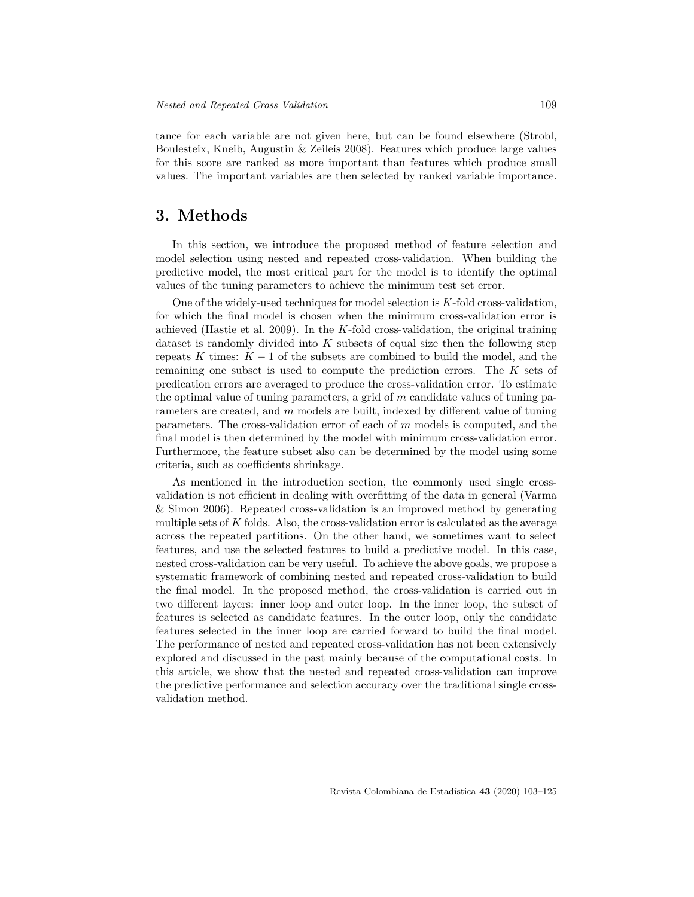tance for each variable are not given here, but can be found elsewhere (Strobl, Boulesteix, Kneib, Augustin & Zeileis 2008). Features which produce large values for this score are ranked as more important than features which produce small values. The important variables are then selected by ranked variable importance.

# 3. Methods

In this section, we introduce the proposed method of feature selection and model selection using nested and repeated cross-validation. When building the predictive model, the most critical part for the model is to identify the optimal values of the tuning parameters to achieve the minimum test set error.

One of the widely-used techniques for model selection is $K$-fold cross-validation, for which the final model is chosen when the minimum cross-validation error is achieved (Hastie et al. 2009). In the $K$-fold cross-validation, the original training dataset is randomly divided into $K$ subsets of equal size then the following step repeats $K$ times: $K-1$ of the subsets are combined to build the model, and the remaining one subset is used to compute the prediction errors. The $K$ sets of predication errors are averaged to produce the cross-validation error. To estimate the optimal value of tuning parameters, a grid of $m$ candidate values of tuning parameters are created, and $m$ models are built, indexed by different value of tuning parameters. The cross-validation error of each of $m$ models is computed, and the final model is then determined by the model with minimum cross-validation error. Furthermore, the feature subset also can be determined by the model using some criteria, such as coefficients shrinkage.

As mentioned in the introduction section, the commonly used single cross-validation is not efficient in dealing with overfitting of the data in general (Varma & Simon 2006). Repeated cross-validation is an improved method by generating multiple sets of $K$ folds. Also, the cross-validation error is calculated as the average across the repeated partitions. On the other hand, we sometimes want to select features, and use the selected features to build a predictive model. In this case, nested cross-validation can be very useful. To achieve the above goals, we propose a systematic framework of combining nested and repeated cross-validation to build the final model. In the proposed method, the cross-validation is carried out in two different layers: inner loop and outer loop. In the inner loop, the subset of features is selected as candidate features. In the outer loop, only the candidate features selected in the inner loop are carried forward to build the final model. The performance of nested and repeated cross-validation has not been extensively explored and discussed in the past mainly because of the computational costs. In this article, we show that the nested and repeated cross-validation can improve the predictive performance and selection accuracy over the traditional single cross-validation method.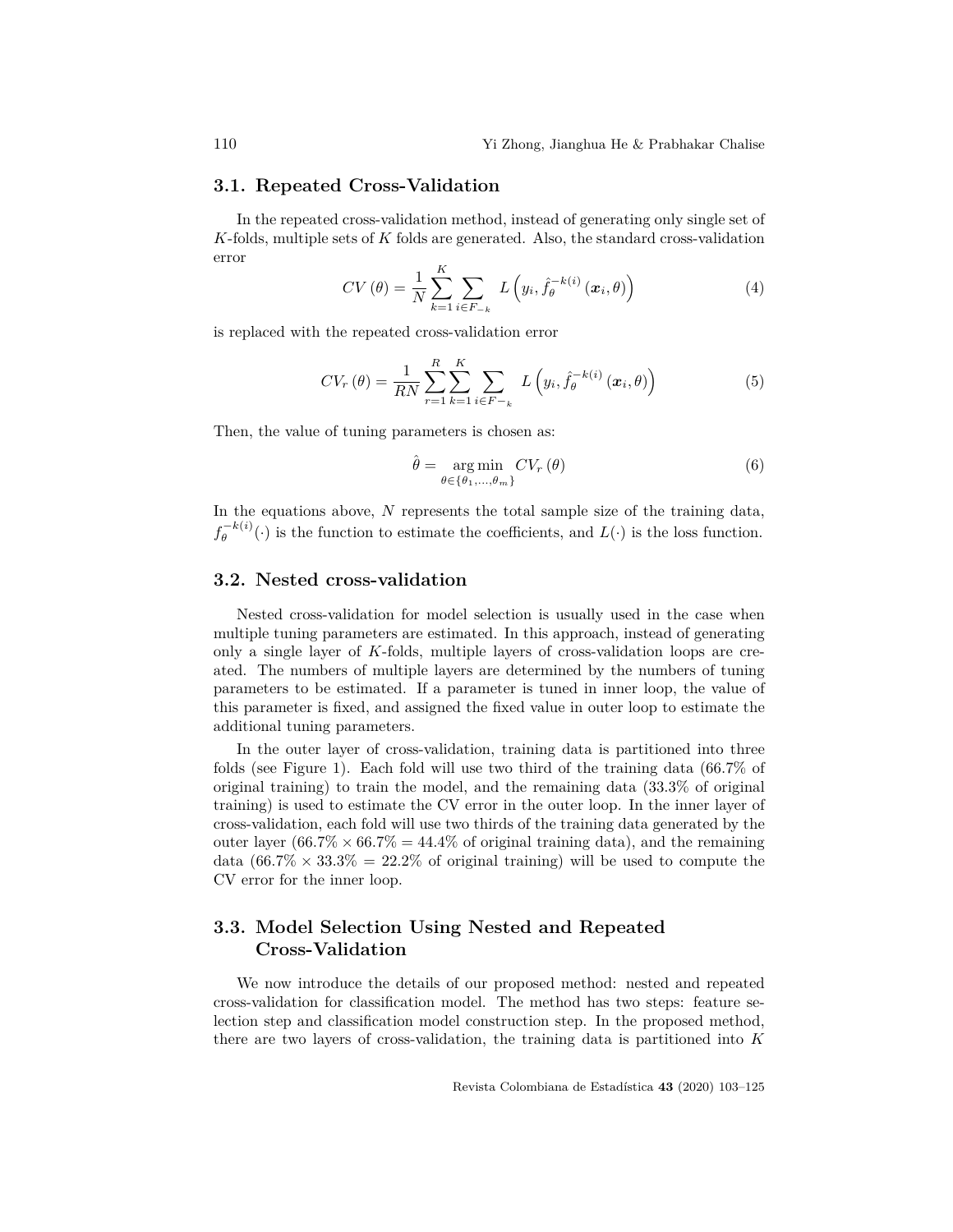### 3.1. Repeated Cross-Validation

In the repeated cross-validation method, instead of generating only single set of $K$-folds, multiple sets of $K$ folds are generated. Also, the standard cross-validation error

$$CV(\theta) = \frac{1}{N} \sum_{k=1}^{K} \sum_{i \in F_{-k}} L\left(y_i, \hat{f}_{\theta}^{-k(i)}(\boldsymbol{x}_i, \theta)\right) \tag{4}$$

is replaced with the repeated cross-validation error

$$CV_r(\theta) = \frac{1}{RN} \sum_{r=1}^{R} \sum_{k=1}^{K} \sum_{i \in F-_k} L\left(y_i, \hat{f}_{\theta}^{-k(i)}(\boldsymbol{x}_i, \theta)\right) \tag{5}$$

Then, the value of tuning parameters is chosen as:

$$\hat{\theta} = \underset{\theta \in \{\theta_1, \ldots, \theta_m\}}{\arg\min} \; CV_r(\theta) \tag{6}$$

In the equations above, $N$ represents the total sample size of the training data, $f_{\theta}^{-k(i)}(\cdot)$ is the function to estimate the coefficients, and $L(\cdot)$ is the loss function.

### 3.2. Nested cross-validation

Nested cross-validation for model selection is usually used in the case when multiple tuning parameters are estimated. In this approach, instead of generating only a single layer of $K$-folds, multiple layers of cross-validation loops are created. The numbers of multiple layers are determined by the numbers of tuning parameters to be estimated. If a parameter is tuned in inner loop, the value of this parameter is fixed, and assigned the fixed value in outer loop to estimate the additional tuning parameters.

In the outer layer of cross-validation, training data is partitioned into three folds (see Figure 1). Each fold will use two third of the training data (66.7% of original training) to train the model, and the remaining data (33.3% of original training) is used to estimate the CV error in the outer loop. In the inner layer of cross-validation, each fold will use two thirds of the training data generated by the outer layer ($66.7\% \times 66.7\% = 44.4\%$ of original training data), and the remaining data ($66.7\% \times 33.3\% = 22.2\%$ of original training) will be used to compute the CV error for the inner loop.

### 3.3. Model Selection Using Nested and Repeated Cross-Validation

We now introduce the details of our proposed method: nested and repeated cross-validation for classification model. The method has two steps: feature selection step and classification model construction step. In the proposed method, there are two layers of cross-validation, the training data is partitioned into $K$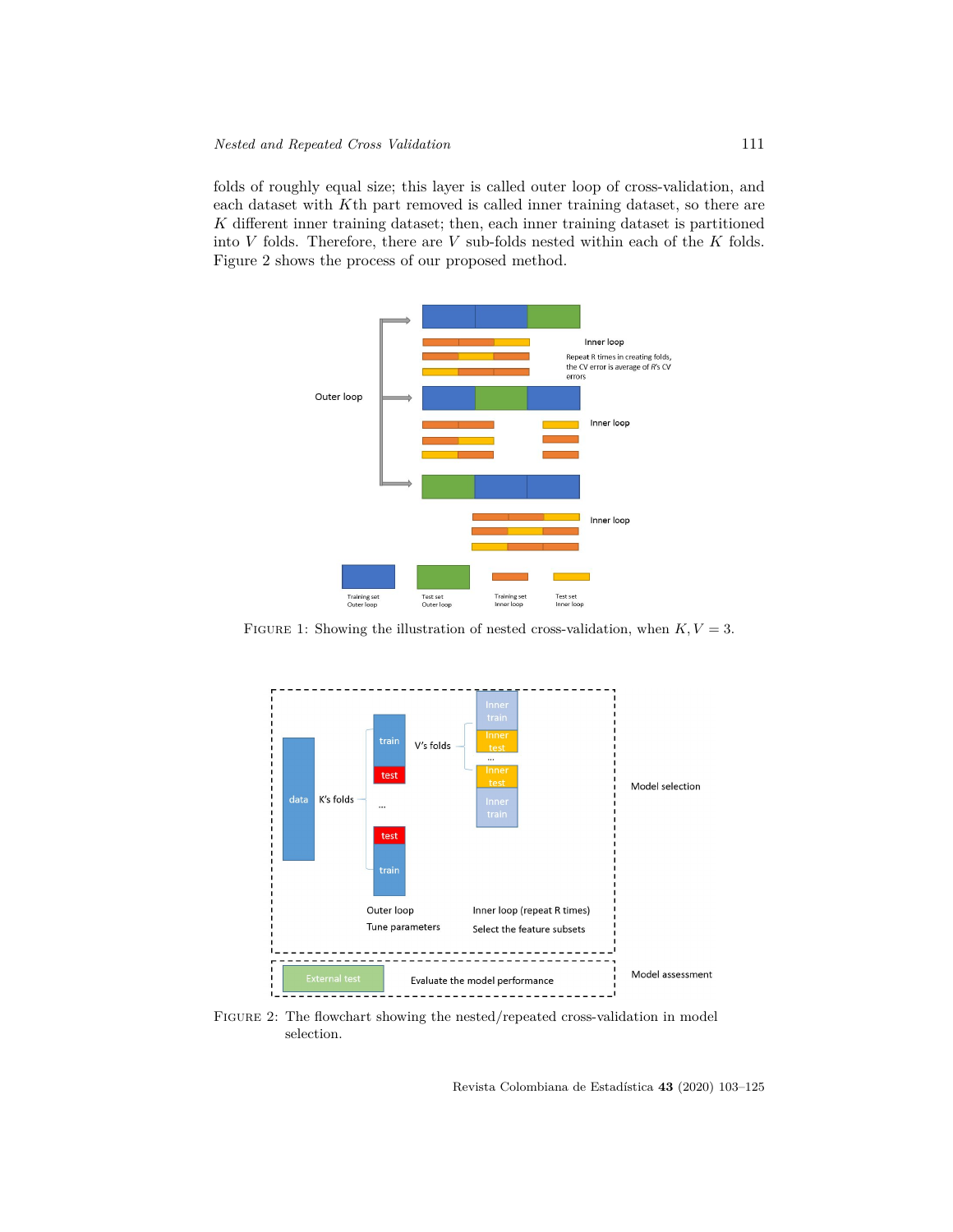folds of roughly equal size; this layer is called outer loop of cross-validation, and each dataset with $K$th part removed is called inner training dataset, so there are $K$ different inner training dataset; then, each inner training dataset is partitioned into $V$ folds. Therefore, there are $V$ sub-folds nested within each of the $K$ folds. Figure 2 shows the process of our proposed method.

FIGURE 1: Showing the illustration of nested cross-validation, when $K, V = 3$.

FIGURE 2: The flowchart showing the nested/repeated cross-validation in model selection.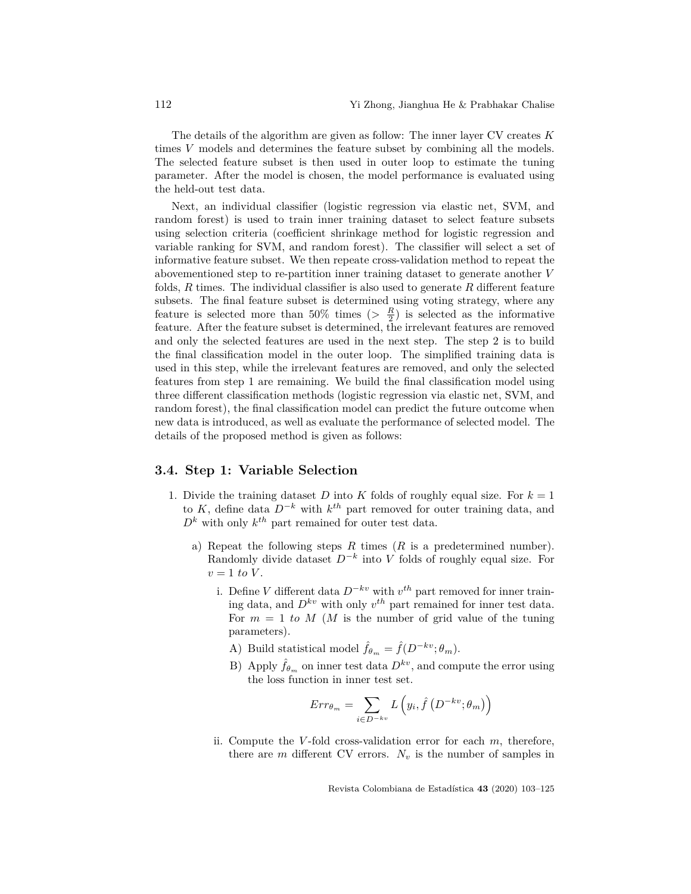The details of the algorithm are given as follow: The inner layer CV creates $K$ times $V$ models and determines the feature subset by combining all the models. The selected feature subset is then used in outer loop to estimate the tuning parameter. After the model is chosen, the model performance is evaluated using the held-out test data.

Next, an individual classifier (logistic regression via elastic net, SVM, and random forest) is used to train inner training dataset to select feature subsets using selection criteria (coefficient shrinkage method for logistic regression and variable ranking for SVM, and random forest). The classifier will select a set of informative feature subset. We then repeate cross-validation method to repeat the abovementioned step to re-partition inner training dataset to generate another $V$ folds, $R$ times. The individual classifier is also used to generate $R$ different feature subsets. The final feature subset is determined using voting strategy, where any feature is selected more than 50% times ($> \frac{R}{2}$) is selected as the informative feature. After the feature subset is determined, the irrelevant features are removed and only the selected features are used in the next step. The step 2 is to build the final classification model in the outer loop. The simplified training data is used in this step, while the irrelevant features are removed, and only the selected features from step 1 are remaining. We build the final classification model using three different classification methods (logistic regression via elastic net, SVM, and random forest), the final classification model can predict the future outcome when new data is introduced, as well as evaluate the performance of selected model. The details of the proposed method is given as follows:

## 3.4. Step 1: Variable Selection

1. Divide the training dataset $D$ into $K$ folds of roughly equal size. For $k = 1$ to $K$, define data $D^{-k}$ with $k^{th}$ part removed for outer training data, and $D^{k}$ with only $k^{th}$ part remained for outer test data.

   a) Repeat the following steps $R$ times ($R$ is a predetermined number). Randomly divide dataset $D^{-k}$ into $V$ folds of roughly equal size. For $v = 1 \ to \ V$.

      i. Define $V$ different data $D^{-kv}$ with $v^{th}$ part removed for inner training data, and $D^{kv}$ with only $v^{th}$ part remained for inner test data. For $m = 1 \ to \ M$ ($M$ is the number of grid value of the tuning parameters).

         A) Build statistical model $\hat{f}_{\theta_m} = \hat{f}(D^{-kv}; \theta_m)$.

         B) Apply $\hat{f}_{\theta_m}$ on inner test data $D^{kv}$, and compute the error using the loss function in inner test set.

$$Err_{\theta_m} = \sum_{i \in D^{-kv}} L\left(y_i, \hat{f}\left(D^{-kv}; \theta_m\right)\right)$$

      ii. Compute the $V$-fold cross-validation error for each $m$, therefore, there are $m$ different CV errors. $N_v$ is the number of samples in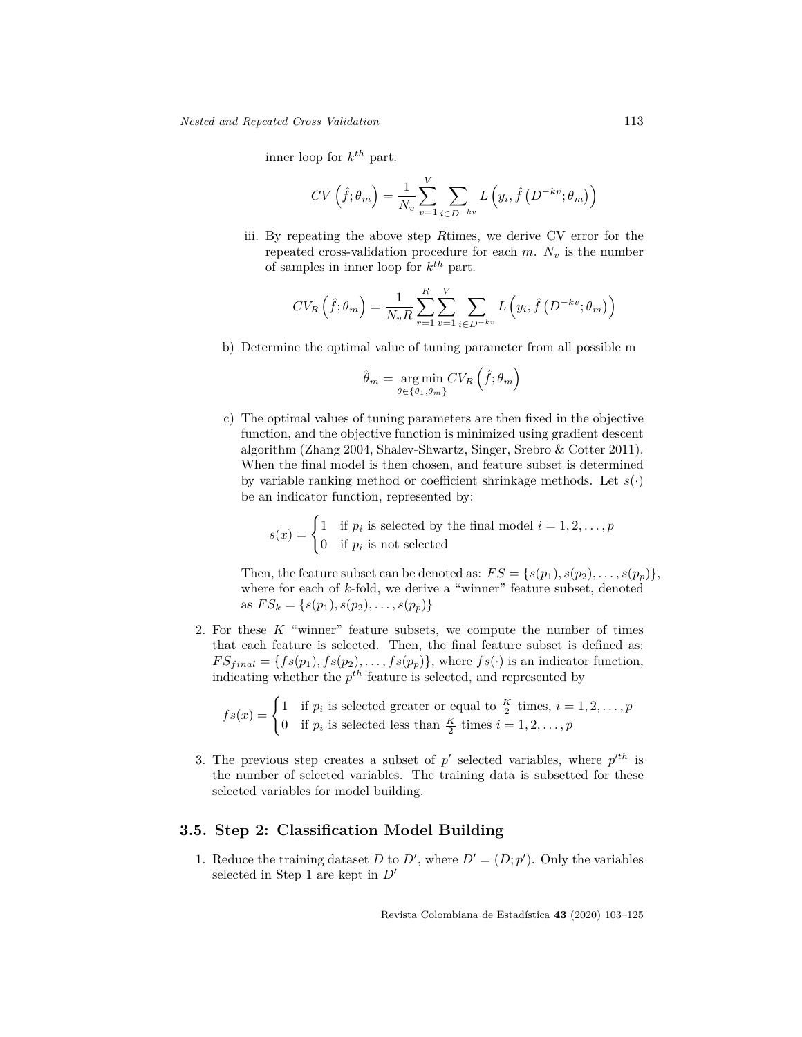inner loop for $k^{th}$ part.

$$CV\left(\hat{f};\theta_m\right) = \frac{1}{N_v}\sum_{v=1}^{V}\sum_{i\in D^{-kv}} L\left(y_i, \hat{f}\left(D^{-kv};\theta_m\right)\right)$$

iii. By repeating the above step $R$times, we derive CV error for the repeated cross-validation procedure for each $m$. $N_v$ is the number of samples in inner loop for $k^{th}$ part.

$$CV_R\left(\hat{f};\theta_m\right) = \frac{1}{N_v R}\sum_{r=1}^{R}\sum_{v=1}^{V}\sum_{i\in D^{-kv}} L\left(y_i, \hat{f}\left(D^{-kv};\theta_m\right)\right)$$

b) Determine the optimal value of tuning parameter from all possible m

$$\hat{\theta}_m = \underset{\theta\in\{\theta_1,\theta_m\}}{\arg\min}\, CV_R\left(\hat{f};\theta_m\right)$$

c) The optimal values of tuning parameters are then fixed in the objective function, and the objective function is minimized using gradient descent algorithm (Zhang 2004, Shalev-Shwartz, Singer, Srebro & Cotter 2011). When the final model is then chosen, and feature subset is determined by variable ranking method or coefficient shrinkage methods. Let $s(\cdot)$ be an indicator function, represented by:

$$s(x) = \begin{cases} 1 & \text{if } p_i \text{ is selected by the final model } i = 1, 2, \ldots, p \\ 0 & \text{if } p_i \text{ is not selected} \end{cases}$$

Then, the feature subset can be denoted as: $FS = \{s(p_1), s(p_2), \ldots, s(p_p)\}$, where for each of $k$-fold, we derive a "winner" feature subset, denoted as $FS_k = \{s(p_1), s(p_2), \ldots, s(p_p)\}$

2. For these $K$ "winner" feature subsets, we compute the number of times that each feature is selected. Then, the final feature subset is defined as: $FS_{final} = \{fs(p_1), fs(p_2), \ldots, fs(p_p)\}$, where $fs(\cdot)$ is an indicator function, indicating whether the $p^{th}$ feature is selected, and represented by

$$fs(x) = \begin{cases} 1 & \text{if } p_i \text{ is selected greater or equal to } \frac{K}{2} \text{ times, } i = 1, 2, \ldots, p \\ 0 & \text{if } p_i \text{ is selected less than } \frac{K}{2} \text{ times } i = 1, 2, \ldots, p \end{cases}$$

3. The previous step creates a subset of $p'$ selected variables, where $p'^{th}$ is the number of selected variables. The training data is subsetted for these selected variables for model building.

## 3.5. Step 2: Classification Model Building

1. Reduce the training dataset $D$ to $D'$, where $D' = (D; p')$. Only the variables selected in Step 1 are kept in $D'$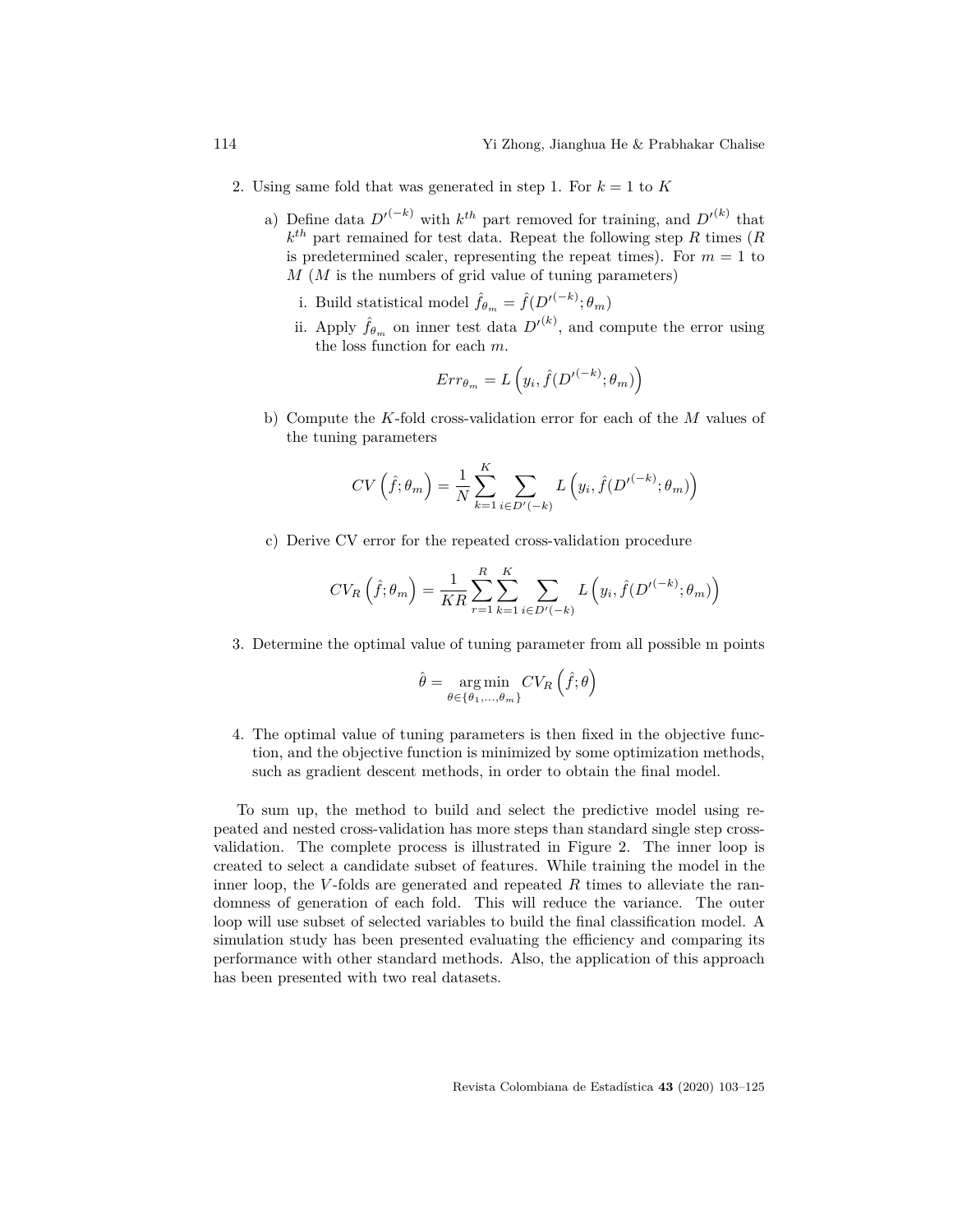2. Using same fold that was generated in step 1. For $k = 1$ to $K$

   a) Define data $D'^{(-k)}$ with $k^{th}$ part removed for training, and $D'^{(k)}$ that $k^{th}$ part remained for test data. Repeat the following step $R$ times ($R$ is predetermined scaler, representing the repeat times). For $m = 1$ to $M$ ($M$ is the numbers of grid value of tuning parameters)

      i. Build statistical model $\hat{f}_{\theta_m} = \hat{f}(D'^{(-k)}; \theta_m)$

      ii. Apply $\hat{f}_{\theta_m}$ on inner test data $D'^{(k)}$, and compute the error using the loss function for each $m$.

      $$Err_{\theta_m} = L\left(y_i, \hat{f}(D'^{(-k)}; \theta_m)\right)$$

   b) Compute the $K$-fold cross-validation error for each of the $M$ values of the tuning parameters

   $$CV\left(\hat{f}; \theta_m\right) = \frac{1}{N} \sum_{k=1}^{K} \sum_{i \in D'(-k)} L\left(y_i, \hat{f}(D'^{(-k)}; \theta_m)\right)$$

   c) Derive CV error for the repeated cross-validation procedure

   $$CV_R\left(\hat{f}; \theta_m\right) = \frac{1}{KR} \sum_{r=1}^{R} \sum_{k=1}^{K} \sum_{i \in D'(-k)} L\left(y_i, \hat{f}(D'^{(-k)}; \theta_m)\right)$$

3. Determine the optimal value of tuning parameter from all possible m points

$$\hat{\theta} = \underset{\theta \in \{\theta_1, \ldots, \theta_m\}}{\arg\min}\ CV_R\left(\hat{f}; \theta\right)$$

4. The optimal value of tuning parameters is then fixed in the objective function, and the objective function is minimized by some optimization methods, such as gradient descent methods, in order to obtain the final model.

To sum up, the method to build and select the predictive model using repeated and nested cross-validation has more steps than standard single step cross-validation. The complete process is illustrated in Figure 2. The inner loop is created to select a candidate subset of features. While training the model in the inner loop, the $V$-folds are generated and repeated $R$ times to alleviate the randomness of generation of each fold. This will reduce the variance. The outer loop will use subset of selected variables to build the final classification model. A simulation study has been presented evaluating the efficiency and comparing its performance with other standard methods. Also, the application of this approach has been presented with two real datasets.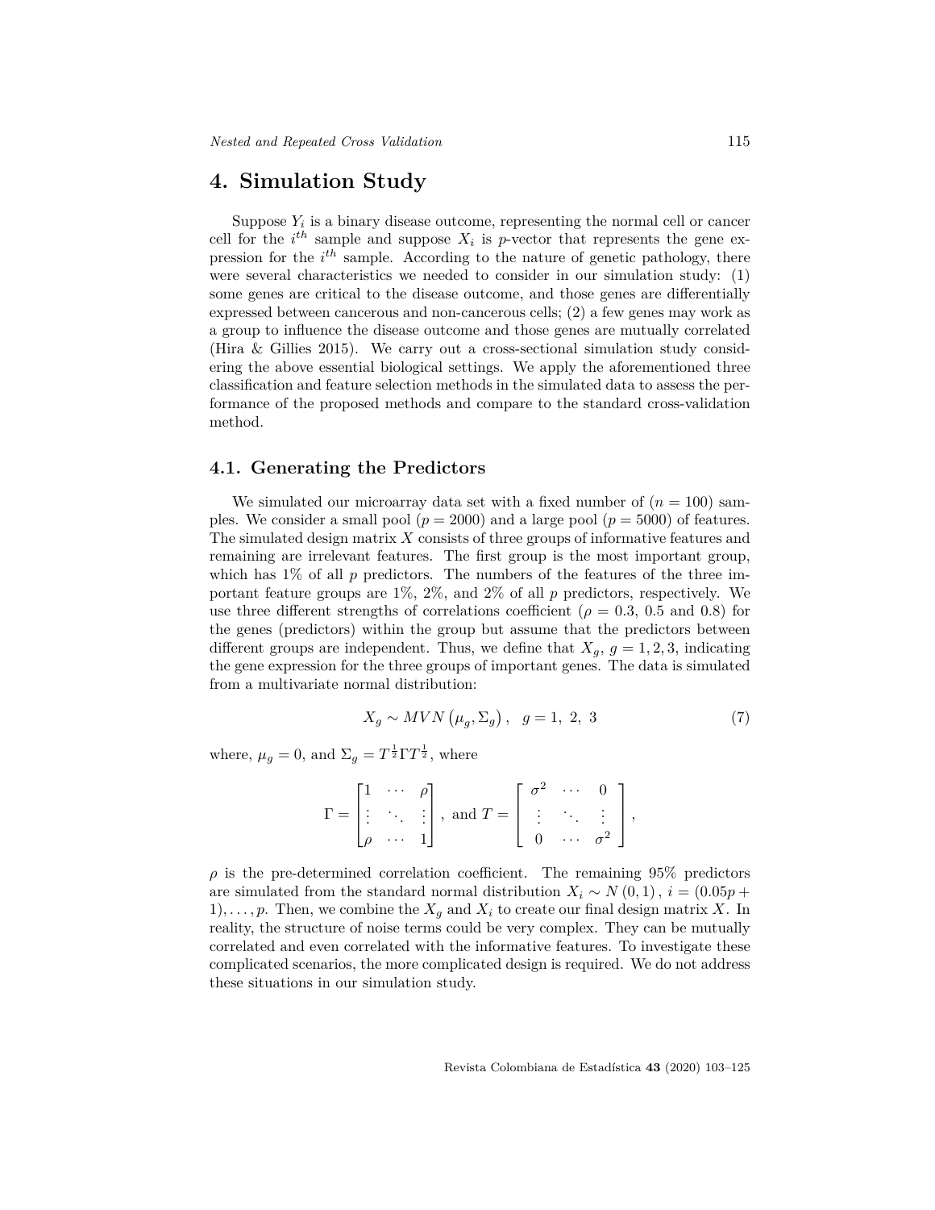# 4. Simulation Study

Suppose $Y_i$ is a binary disease outcome, representing the normal cell or cancer cell for the $i^{th}$ sample and suppose $X_i$ is $p$-vector that represents the gene expression for the $i^{th}$ sample. According to the nature of genetic pathology, there were several characteristics we needed to consider in our simulation study: (1) some genes are critical to the disease outcome, and those genes are differentially expressed between cancerous and non-cancerous cells; (2) a few genes may work as a group to influence the disease outcome and those genes are mutually correlated (Hira & Gillies 2015). We carry out a cross-sectional simulation study considering the above essential biological settings. We apply the aforementioned three classification and feature selection methods in the simulated data to assess the performance of the proposed methods and compare to the standard cross-validation method.

## 4.1. Generating the Predictors

We simulated our microarray data set with a fixed number of ($n = 100$) samples. We consider a small pool ($p = 2000$) and a large pool ($p = 5000$) of features. The simulated design matrix $X$ consists of three groups of informative features and remaining are irrelevant features. The first group is the most important group, which has 1% of all $p$ predictors. The numbers of the features of the three important feature groups are 1%, 2%, and 2% of all $p$ predictors, respectively. We use three different strengths of correlations coefficient ($\rho = 0.3$, 0.5 and 0.8) for the genes (predictors) within the group but assume that the predictors between different groups are independent. Thus, we define that $X_g$, $g = 1, 2, 3$, indicating the gene expression for the three groups of important genes. The data is simulated from a multivariate normal distribution:

$$X_g \sim MVN\left(\mu_g, \Sigma_g\right), \quad g = 1,\ 2,\ 3 \tag{7}$$

where, $\mu_g = 0$, and $\Sigma_g = T^{\frac{1}{2}} \Gamma T^{\frac{1}{2}}$, where

$$\Gamma = \begin{bmatrix} 1 & \cdots & \rho \\ \vdots & \ddots & \vdots \\ \rho & \cdots & 1 \end{bmatrix}, \text{ and } T = \begin{bmatrix} \sigma^2 & \cdots & 0 \\ \vdots & \ddots & \vdots \\ 0 & \cdots & \sigma^2 \end{bmatrix},$$

$\rho$ is the pre-determined correlation coefficient. The remaining 95% predictors are simulated from the standard normal distribution $X_i \sim N(0, 1)$, $i = (0.05p + 1), \ldots, p$. Then, we combine the $X_g$ and $X_i$ to create our final design matrix $X$. In reality, the structure of noise terms could be very complex. They can be mutually correlated and even correlated with the informative features. To investigate these complicated scenarios, the more complicated design is required. We do not address these situations in our simulation study.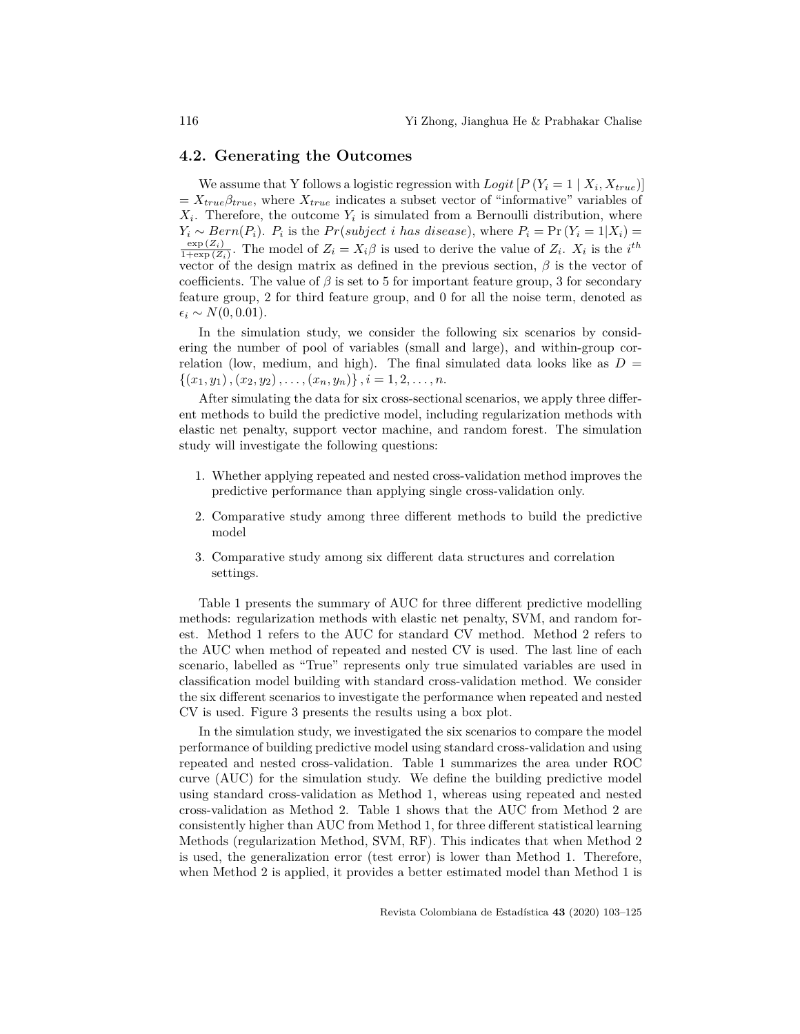## 4.2. Generating the Outcomes

We assume that Y follows a logistic regression with $Logit\left[P\left(Y_i=1 \mid X_i, X_{true}\right)\right] = X_{true}\beta_{true}$, where $X_{true}$ indicates a subset vector of "informative" variables of $X_i$. Therefore, the outcome $Y_i$ is simulated from a Bernoulli distribution, where $Y_i \sim Bern(P_i)$. $P_i$ is the $Pr(subject\ i\ has\ disease)$, where $P_i = \Pr\left(Y_i = 1|X_i\right) = \frac{\exp\left(Z_i\right)}{1+\exp\left(Z_i\right)}$. The model of $Z_i = X_i\beta$ is used to derive the value of $Z_i$. $X_i$ is the $i^{th}$ vector of the design matrix as defined in the previous section, $\beta$ is the vector of coefficients. The value of $\beta$ is set to 5 for important feature group, 3 for secondary feature group, 2 for third feature group, and 0 for all the noise term, denoted as $\epsilon_i \sim N(0, 0.01)$.

In the simulation study, we consider the following six scenarios by considering the number of pool of variables (small and large), and within-group correlation (low, medium, and high). The final simulated data looks like as $D = \left\{\left(x_1, y_1\right), \left(x_2, y_2\right), \ldots, \left(x_n, y_n\right)\right\}, i = 1, 2, \ldots, n$.

After simulating the data for six cross-sectional scenarios, we apply three different methods to build the predictive model, including regularization methods with elastic net penalty, support vector machine, and random forest. The simulation study will investigate the following questions:

1. Whether applying repeated and nested cross-validation method improves the predictive performance than applying single cross-validation only.
2. Comparative study among three different methods to build the predictive model
3. Comparative study among six different data structures and correlation settings.

Table 1 presents the summary of AUC for three different predictive modelling methods: regularization methods with elastic net penalty, SVM, and random forest. Method 1 refers to the AUC for standard CV method. Method 2 refers to the AUC when method of repeated and nested CV is used. The last line of each scenario, labelled as "True" represents only true simulated variables are used in classification model building with standard cross-validation method. We consider the six different scenarios to investigate the performance when repeated and nested CV is used. Figure 3 presents the results using a box plot.

In the simulation study, we investigated the six scenarios to compare the model performance of building predictive model using standard cross-validation and using repeated and nested cross-validation. Table 1 summarizes the area under ROC curve (AUC) for the simulation study. We define the building predictive model using standard cross-validation as Method 1, whereas using repeated and nested cross-validation as Method 2. Table 1 shows that the AUC from Method 2 are consistently higher than AUC from Method 1, for three different statistical learning Methods (regularization Method, SVM, RF). This indicates that when Method 2 is used, the generalization error (test error) is lower than Method 1. Therefore, when Method 2 is applied, it provides a better estimated model than Method 1 is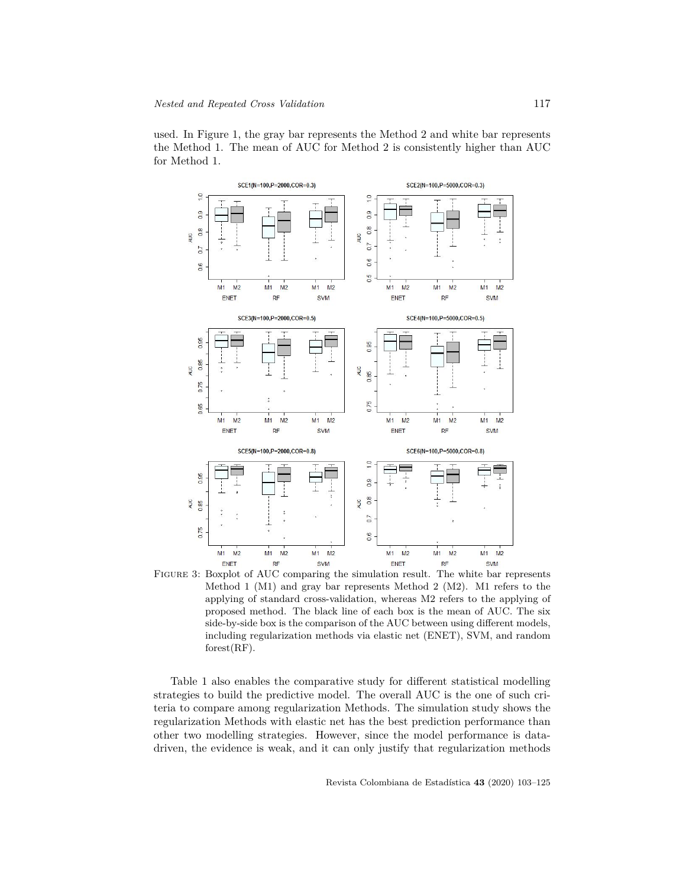used. In Figure 1, the gray bar represents the Method 2 and white bar represents the Method 1. The mean of AUC for Method 2 is consistently higher than AUC for Method 1.

FIGURE 3: Boxplot of AUC comparing the simulation result. The white bar represents Method 1 (M1) and gray bar represents Method 2 (M2). M1 refers to the applying of standard cross-validation, whereas M2 refers to the applying of proposed method. The black line of each box is the mean of AUC. The six side-by-side box is the comparison of the AUC between using different models, including regularization methods via elastic net (ENET), SVM, and random forest(RF).

Table 1 also enables the comparative study for different statistical modelling strategies to build the predictive model. The overall AUC is the one of such criteria to compare among regularization Methods. The simulation study shows the regularization Methods with elastic net has the best prediction performance than other two modelling strategies. However, since the model performance is data-driven, the evidence is weak, and it can only justify that regularization methods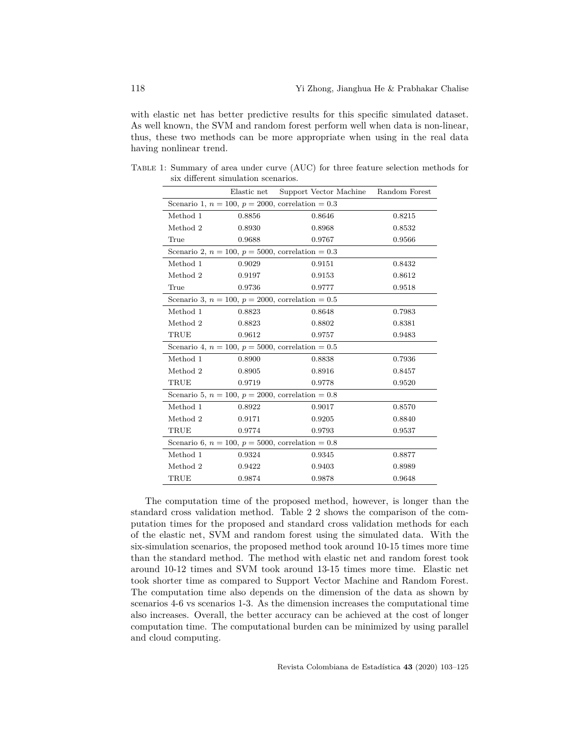with elastic net has better predictive results for this specific simulated dataset. As well known, the SVM and random forest perform well when data is non-linear, thus, these two methods can be more appropriate when using in the real data having nonlinear trend.

Table 1: Summary of area under curve (AUC) for three feature selection methods for six different simulation scenarios.

| | Elastic net | Support Vector Machine | Random Forest |
|---|---|---|---|
| Scenario 1, $n = 100$, $p = 2000$, correlation = 0.3 | | | |
| Method 1 | 0.8856 | 0.8646 | 0.8215 |
| Method 2 | 0.8930 | 0.8968 | 0.8532 |
| True | 0.9688 | 0.9767 | 0.9566 |
| Scenario 2, $n = 100$, $p = 5000$, correlation = 0.3 | | | |
| Method 1 | 0.9029 | 0.9151 | 0.8432 |
| Method 2 | 0.9197 | 0.9153 | 0.8612 |
| True | 0.9736 | 0.9777 | 0.9518 |
| Scenario 3, $n = 100$, $p = 2000$, correlation = 0.5 | | | |
| Method 1 | 0.8823 | 0.8648 | 0.7983 |
| Method 2 | 0.8823 | 0.8802 | 0.8381 |
| TRUE | 0.9612 | 0.9757 | 0.9483 |
| Scenario 4, $n = 100$, $p = 5000$, correlation = 0.5 | | | |
| Method 1 | 0.8900 | 0.8838 | 0.7936 |
| Method 2 | 0.8905 | 0.8916 | 0.8457 |
| TRUE | 0.9719 | 0.9778 | 0.9520 |
| Scenario 5, $n = 100$, $p = 2000$, correlation = 0.8 | | | |
| Method 1 | 0.8922 | 0.9017 | 0.8570 |
| Method 2 | 0.9171 | 0.9205 | 0.8840 |
| TRUE | 0.9774 | 0.9793 | 0.9537 |
| Scenario 6, $n = 100$, $p = 5000$, correlation = 0.8 | | | |
| Method 1 | 0.9324 | 0.9345 | 0.8877 |
| Method 2 | 0.9422 | 0.9403 | 0.8989 |
| TRUE | 0.9874 | 0.9878 | 0.9648 |

The computation time of the proposed method, however, is longer than the standard cross validation method. Table 2 2 shows the comparison of the computation times for the proposed and standard cross validation methods for each of the elastic net, SVM and random forest using the simulated data. With the six-simulation scenarios, the proposed method took around 10-15 times more time than the standard method. The method with elastic net and random forest took around 10-12 times and SVM took around 13-15 times more time. Elastic net took shorter time as compared to Support Vector Machine and Random Forest. The computation time also depends on the dimension of the data as shown by scenarios 4-6 vs scenarios 1-3. As the dimension increases the computational time also increases. Overall, the better accuracy can be achieved at the cost of longer computation time. The computational burden can be minimized by using parallel and cloud computing.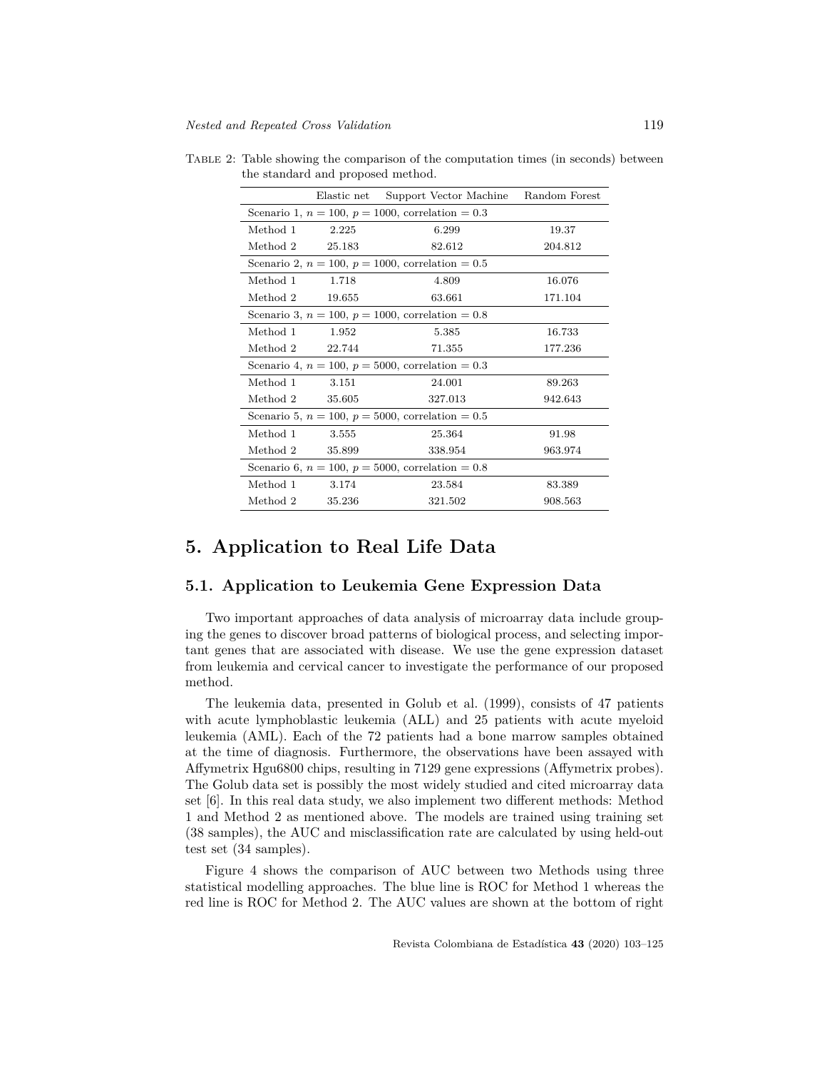Table 2: Table showing the comparison of the computation times (in seconds) between the standard and proposed method.

| | Elastic net | Support Vector Machine | Random Forest |
|---|---|---|---|
| Scenario 1, $n = 100$, $p = 1000$, correlation $= 0.3$ | | | |
| Method 1 | 2.225 | 6.299 | 19.37 |
| Method 2 | 25.183 | 82.612 | 204.812 |
| Scenario 2, $n = 100$, $p = 1000$, correlation $= 0.5$ | | | |
| Method 1 | 1.718 | 4.809 | 16.076 |
| Method 2 | 19.655 | 63.661 | 171.104 |
| Scenario 3, $n = 100$, $p = 1000$, correlation $= 0.8$ | | | |
| Method 1 | 1.952 | 5.385 | 16.733 |
| Method 2 | 22.744 | 71.355 | 177.236 |
| Scenario 4, $n = 100$, $p = 5000$, correlation $= 0.3$ | | | |
| Method 1 | 3.151 | 24.001 | 89.263 |
| Method 2 | 35.605 | 327.013 | 942.643 |
| Scenario 5, $n = 100$, $p = 5000$, correlation $= 0.5$ | | | |
| Method 1 | 3.555 | 25.364 | 91.98 |
| Method 2 | 35.899 | 338.954 | 963.974 |
| Scenario 6, $n = 100$, $p = 5000$, correlation $= 0.8$ | | | |
| Method 1 | 3.174 | 23.584 | 83.389 |
| Method 2 | 35.236 | 321.502 | 908.563 |

# 5. Application to Real Life Data

## 5.1. Application to Leukemia Gene Expression Data

Two important approaches of data analysis of microarray data include grouping the genes to discover broad patterns of biological process, and selecting important genes that are associated with disease. We use the gene expression dataset from leukemia and cervical cancer to investigate the performance of our proposed method.

The leukemia data, presented in Golub et al. (1999), consists of 47 patients with acute lymphoblastic leukemia (ALL) and 25 patients with acute myeloid leukemia (AML). Each of the 72 patients had a bone marrow samples obtained at the time of diagnosis. Furthermore, the observations have been assayed with Affymetrix Hgu6800 chips, resulting in 7129 gene expressions (Affymetrix probes). The Golub data set is possibly the most widely studied and cited microarray data set [6]. In this real data study, we also implement two different methods: Method 1 and Method 2 as mentioned above. The models are trained using training set (38 samples), the AUC and misclassification rate are calculated by using held-out test set (34 samples).

Figure 4 shows the comparison of AUC between two Methods using three statistical modelling approaches. The blue line is ROC for Method 1 whereas the red line is ROC for Method 2. The AUC values are shown at the bottom of right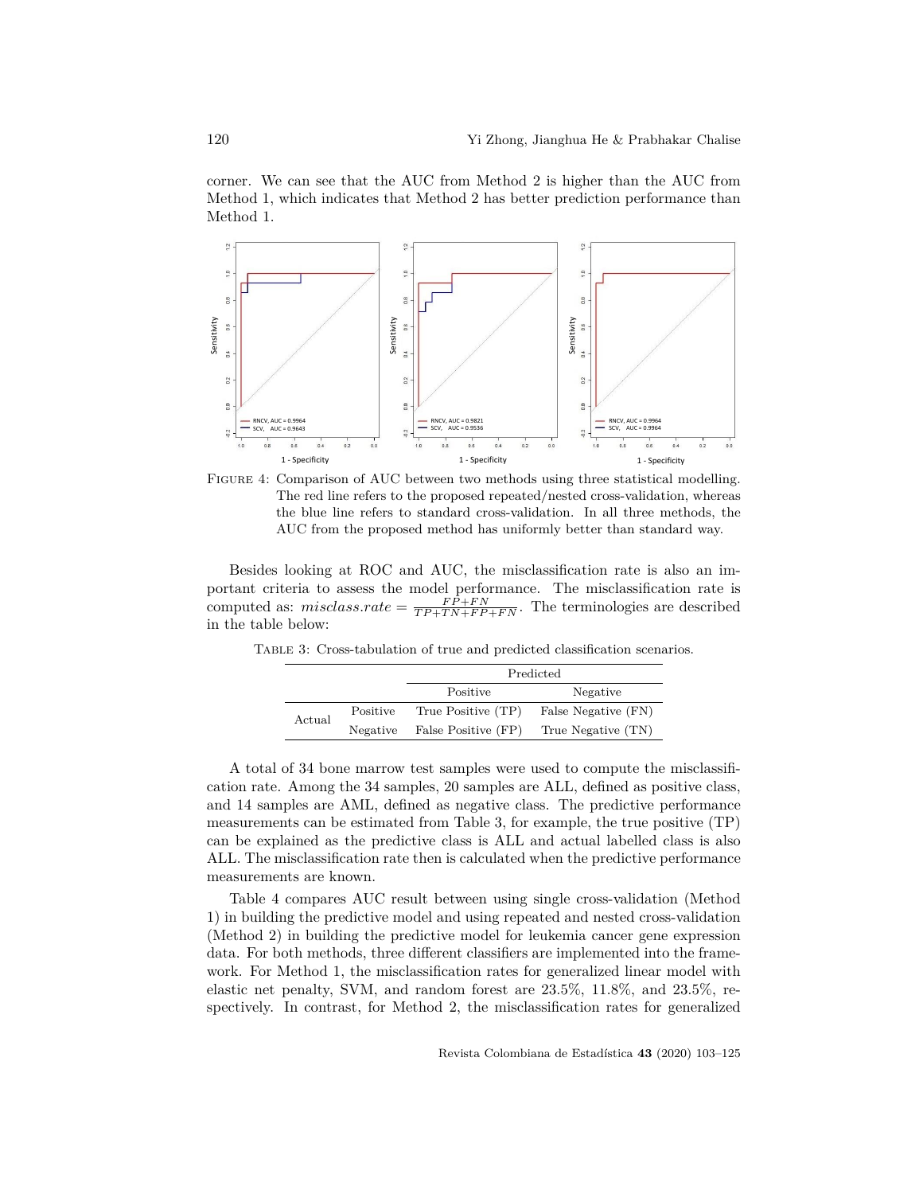corner. We can see that the AUC from Method 2 is higher than the AUC from Method 1, which indicates that Method 2 has better prediction performance than Method 1.

FIGURE 4: Comparison of AUC between two methods using three statistical modelling. The red line refers to the proposed repeated/nested cross-validation, whereas the blue line refers to standard cross-validation. In all three methods, the AUC from the proposed method has uniformly better than standard way.

Besides looking at ROC and AUC, the misclassification rate is also an important criteria to assess the model performance. The misclassification rate is computed as: $misclass.rate = \frac{FP+FN}{TP+TN+FP+FN}$. The terminologies are described in the table below:

TABLE 3: Cross-tabulation of true and predicted classification scenarios.

| | | Predicted | |
|---|---|---|---|
| | | Positive | Negative |
| Actual | Positive | True Positive (TP) | False Negative (FN) |
| | Negative | False Positive (FP) | True Negative (TN) |

A total of 34 bone marrow test samples were used to compute the misclassification rate. Among the 34 samples, 20 samples are ALL, defined as positive class, and 14 samples are AML, defined as negative class. The predictive performance measurements can be estimated from Table 3, for example, the true positive (TP) can be explained as the predictive class is ALL and actual labelled class is also ALL. The misclassification rate then is calculated when the predictive performance measurements are known.

Table 4 compares AUC result between using single cross-validation (Method 1) in building the predictive model and using repeated and nested cross-validation (Method 2) in building the predictive model for leukemia cancer gene expression data. For both methods, three different classifiers are implemented into the framework. For Method 1, the misclassification rates for generalized linear model with elastic net penalty, SVM, and random forest are 23.5%, 11.8%, and 23.5%, respectively. In contrast, for Method 2, the misclassification rates for generalized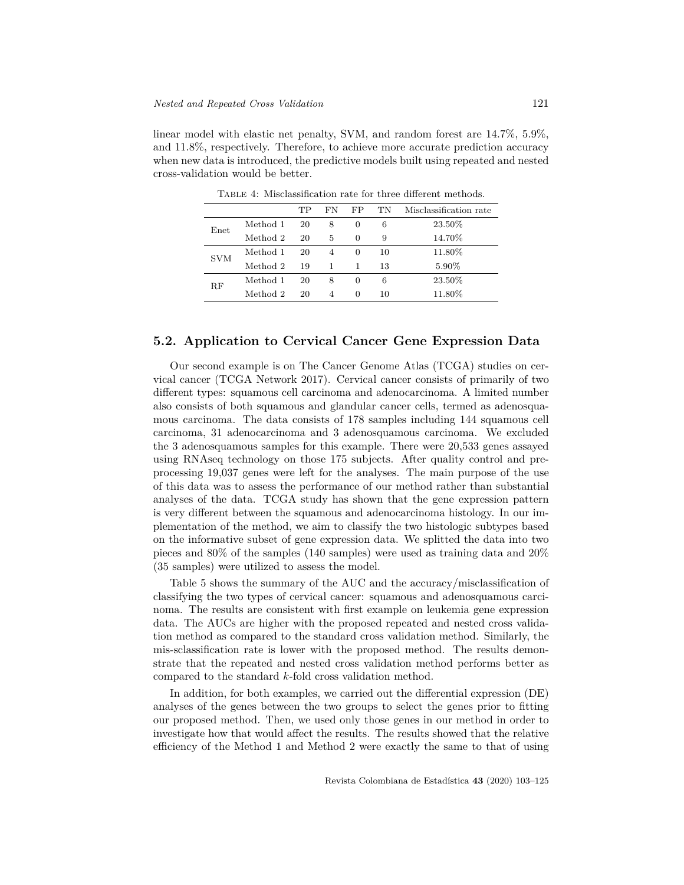linear model with elastic net penalty, SVM, and random forest are 14.7%, 5.9%, and 11.8%, respectively. Therefore, to achieve more accurate prediction accuracy when new data is introduced, the predictive models built using repeated and nested cross-validation would be better.

Table 4: Misclassification rate for three different methods.

| | | TP | FN | FP | TN | Misclassification rate |
|---|---|---|---|---|---|---|
| Enet | Method 1 | 20 | 8 | 0 | 6 | 23.50% |
| | Method 2 | 20 | 5 | 0 | 9 | 14.70% |
| SVM | Method 1 | 20 | 4 | 0 | 10 | 11.80% |
| | Method 2 | 19 | 1 | 1 | 13 | 5.90% |
| RF | Method 1 | 20 | 8 | 0 | 6 | 23.50% |
| | Method 2 | 20 | 4 | 0 | 10 | 11.80% |

## 5.2. Application to Cervical Cancer Gene Expression Data

Our second example is on The Cancer Genome Atlas (TCGA) studies on cervical cancer (TCGA Network 2017). Cervical cancer consists of primarily of two different types: squamous cell carcinoma and adenocarcinoma. A limited number also consists of both squamous and glandular cancer cells, termed as adenosquamous carcinoma. The data consists of 178 samples including 144 squamous cell carcinoma, 31 adenocarcinoma and 3 adenosquamous carcinoma. We excluded the 3 adenosquamous samples for this example. There were 20,533 genes assayed using RNAseq technology on those 175 subjects. After quality control and preprocessing 19,037 genes were left for the analyses. The main purpose of the use of this data was to assess the performance of our method rather than substantial analyses of the data. TCGA study has shown that the gene expression pattern is very different between the squamous and adenocarcinoma histology. In our implementation of the method, we aim to classify the two histologic subtypes based on the informative subset of gene expression data. We splitted the data into two pieces and 80% of the samples (140 samples) were used as training data and 20% (35 samples) were utilized to assess the model.

Table 5 shows the summary of the AUC and the accuracy/misclassification of classifying the two types of cervical cancer: squamous and adenosquamous carcinoma. The results are consistent with first example on leukemia gene expression data. The AUCs are higher with the proposed repeated and nested cross validation method as compared to the standard cross validation method. Similarly, the mis-sclassification rate is lower with the proposed method. The results demonstrate that the repeated and nested cross validation method performs better as compared to the standard $k$-fold cross validation method.

In addition, for both examples, we carried out the differential expression (DE) analyses of the genes between the two groups to select the genes prior to fitting our proposed method. Then, we used only those genes in our method in order to investigate how that would affect the results. The results showed that the relative efficiency of the Method 1 and Method 2 were exactly the same to that of using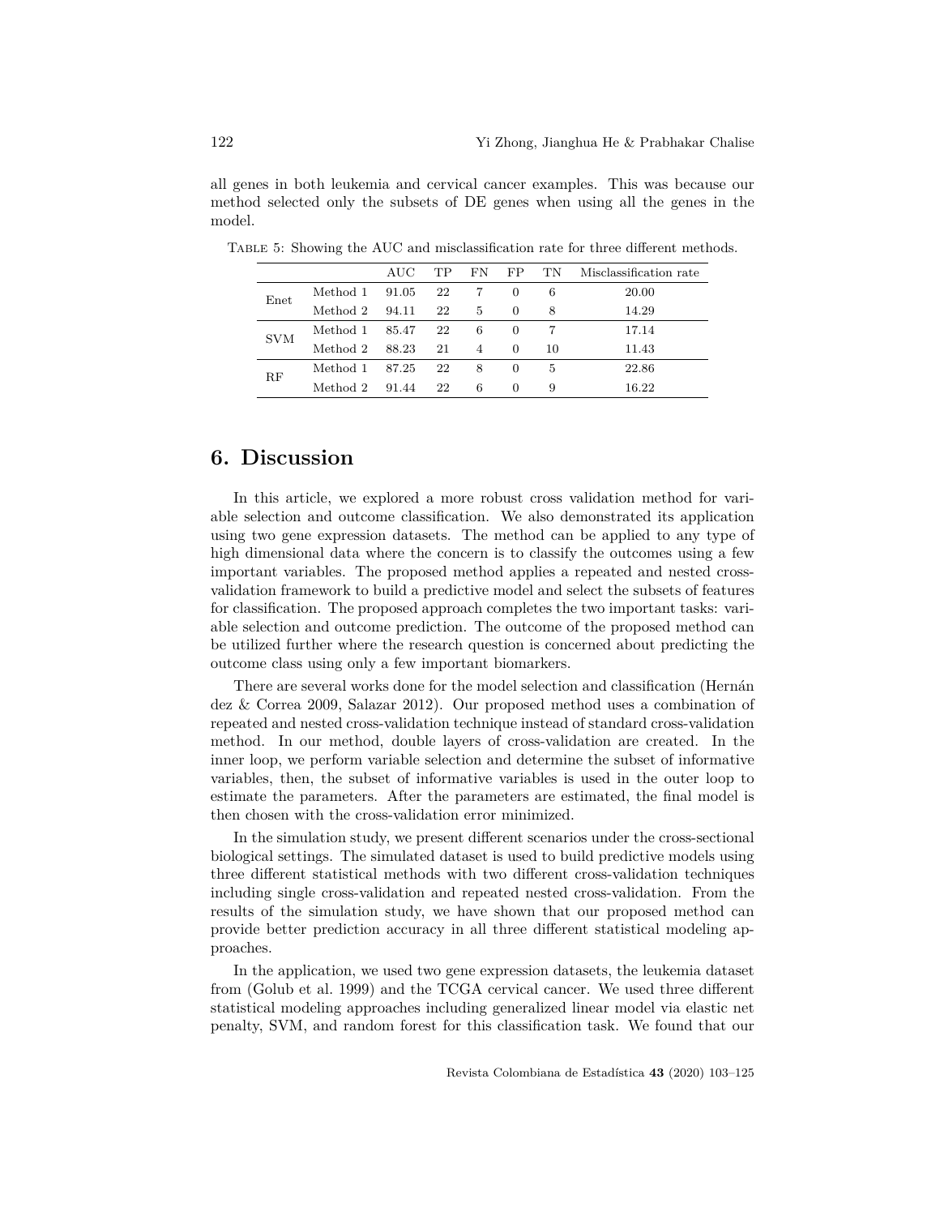all genes in both leukemia and cervical cancer examples. This was because our method selected only the subsets of DE genes when using all the genes in the model.

Table 5: Showing the AUC and misclassification rate for three different methods.

| | | AUC | TP | FN | FP | TN | Misclassification rate |
|---|---|---|---|---|---|---|---|
| Enet | Method 1 | 91.05 | 22 | 7 | 0 | 6 | 20.00 |
| | Method 2 | 94.11 | 22 | 5 | 0 | 8 | 14.29 |
| SVM | Method 1 | 85.47 | 22 | 6 | 0 | 7 | 17.14 |
| | Method 2 | 88.23 | 21 | 4 | 0 | 10 | 11.43 |
| RF | Method 1 | 87.25 | 22 | 8 | 0 | 5 | 22.86 |
| | Method 2 | 91.44 | 22 | 6 | 0 | 9 | 16.22 |

# 6. Discussion

In this article, we explored a more robust cross validation method for variable selection and outcome classification. We also demonstrated its application using two gene expression datasets. The method can be applied to any type of high dimensional data where the concern is to classify the outcomes using a few important variables. The proposed method applies a repeated and nested cross-validation framework to build a predictive model and select the subsets of features for classification. The proposed approach completes the two important tasks: variable selection and outcome prediction. The outcome of the proposed method can be utilized further where the research question is concerned about predicting the outcome class using only a few important biomarkers.

There are several works done for the model selection and classification (Hernán dez & Correa 2009, Salazar 2012). Our proposed method uses a combination of repeated and nested cross-validation technique instead of standard cross-validation method. In our method, double layers of cross-validation are created. In the inner loop, we perform variable selection and determine the subset of informative variables, then, the subset of informative variables is used in the outer loop to estimate the parameters. After the parameters are estimated, the final model is then chosen with the cross-validation error minimized.

In the simulation study, we present different scenarios under the cross-sectional biological settings. The simulated dataset is used to build predictive models using three different statistical methods with two different cross-validation techniques including single cross-validation and repeated nested cross-validation. From the results of the simulation study, we have shown that our proposed method can provide better prediction accuracy in all three different statistical modeling approaches.

In the application, we used two gene expression datasets, the leukemia dataset from (Golub et al. 1999) and the TCGA cervical cancer. We used three different statistical modeling approaches including generalized linear model via elastic net penalty, SVM, and random forest for this classification task. We found that our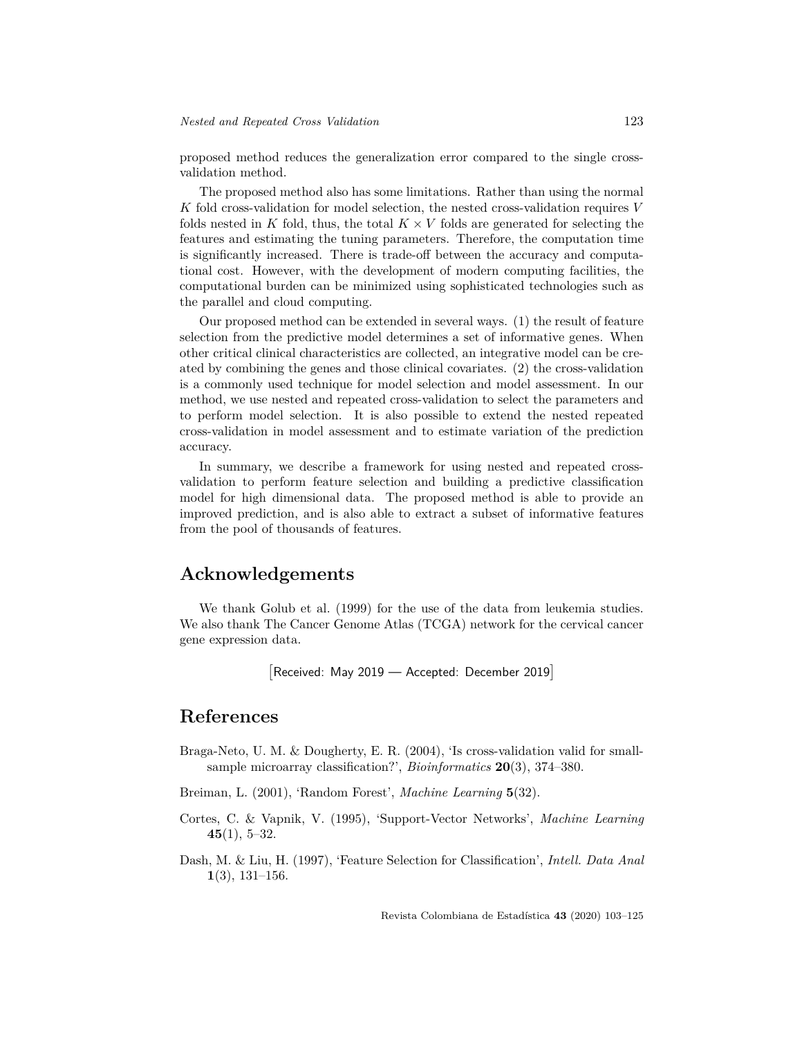proposed method reduces the generalization error compared to the single cross-validation method.

The proposed method also has some limitations. Rather than using the normal $K$ fold cross-validation for model selection, the nested cross-validation requires $V$ folds nested in $K$ fold, thus, the total $K \times V$ folds are generated for selecting the features and estimating the tuning parameters. Therefore, the computation time is significantly increased. There is trade-off between the accuracy and computational cost. However, with the development of modern computing facilities, the computational burden can be minimized using sophisticated technologies such as the parallel and cloud computing.

Our proposed method can be extended in several ways. (1) the result of feature selection from the predictive model determines a set of informative genes. When other critical clinical characteristics are collected, an integrative model can be created by combining the genes and those clinical covariates. (2) the cross-validation is a commonly used technique for model selection and model assessment. In our method, we use nested and repeated cross-validation to select the parameters and to perform model selection. It is also possible to extend the nested repeated cross-validation in model assessment and to estimate variation of the prediction accuracy.

In summary, we describe a framework for using nested and repeated cross-validation to perform feature selection and building a predictive classification model for high dimensional data. The proposed method is able to provide an improved prediction, and is also able to extract a subset of informative features from the pool of thousands of features.

# Acknowledgements

We thank Golub et al. (1999) for the use of the data from leukemia studies. We also thank The Cancer Genome Atlas (TCGA) network for the cervical cancer gene expression data.

[Received: May 2019 — Accepted: December 2019]

# References

Braga-Neto, U. M. & Dougherty, E. R. (2004), 'Is cross-validation valid for small-sample microarray classification?', *Bioinformatics* **20**(3), 374–380.

Breiman, L. (2001), 'Random Forest', *Machine Learning* **5**(32).

Cortes, C. & Vapnik, V. (1995), 'Support-Vector Networks', *Machine Learning* **45**(1), 5–32.

Dash, M. & Liu, H. (1997), 'Feature Selection for Classification', *Intell. Data Anal* **1**(3), 131–156.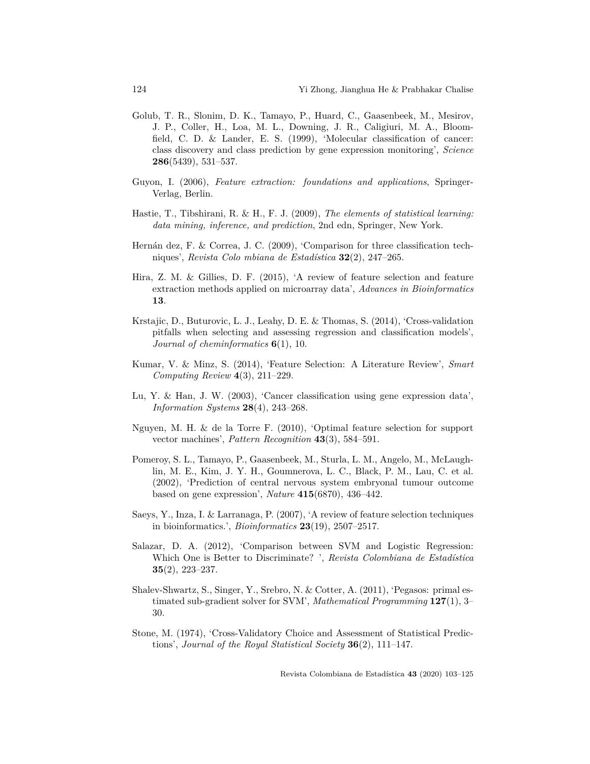Golub, T. R., Slonim, D. K., Tamayo, P., Huard, C., Gaasenbeek, M., Mesirov, J. P., Coller, H., Loa, M. L., Downing, J. R., Caligiuri, M. A., Bloomfield, C. D. & Lander, E. S. (1999), 'Molecular classification of cancer: class discovery and class prediction by gene expression monitoring', *Science* **286**(5439), 531–537.

Guyon, I. (2006), *Feature extraction: foundations and applications*, Springer-Verlag, Berlin.

Hastie, T., Tibshirani, R. & H., F. J. (2009), *The elements of statistical learning: data mining, inference, and prediction*, 2nd edn, Springer, New York.

Hernán dez, F. & Correa, J. C. (2009), 'Comparison for three classification techniques', *Revista Colo mbiana de Estadística* **32**(2), 247–265.

Hira, Z. M. & Gillies, D. F. (2015), 'A review of feature selection and feature extraction methods applied on microarray data', *Advances in Bioinformatics* **13**.

Krstajic, D., Buturovic, L. J., Leahy, D. E. & Thomas, S. (2014), 'Cross-validation pitfalls when selecting and assessing regression and classification models', *Journal of cheminformatics* **6**(1), 10.

Kumar, V. & Minz, S. (2014), 'Feature Selection: A Literature Review', *Smart Computing Review* **4**(3), 211–229.

Lu, Y. & Han, J. W. (2003), 'Cancer classification using gene expression data', *Information Systems* **28**(4), 243–268.

Nguyen, M. H. & de la Torre F. (2010), 'Optimal feature selection for support vector machines', *Pattern Recognition* **43**(3), 584–591.

Pomeroy, S. L., Tamayo, P., Gaasenbeek, M., Sturla, L. M., Angelo, M., McLaughlin, M. E., Kim, J. Y. H., Goumnerova, L. C., Black, P. M., Lau, C. et al. (2002), 'Prediction of central nervous system embryonal tumour outcome based on gene expression', *Nature* **415**(6870), 436–442.

Saeys, Y., Inza, I. & Larranaga, P. (2007), 'A review of feature selection techniques in bioinformatics.', *Bioinformatics* **23**(19), 2507–2517.

Salazar, D. A. (2012), 'Comparison between SVM and Logistic Regression: Which One is Better to Discriminate? ', *Revista Colombiana de Estadística* **35**(2), 223–237.

Shalev-Shwartz, S., Singer, Y., Srebro, N. & Cotter, A. (2011), 'Pegasos: primal estimated sub-gradient solver for SVM', *Mathematical Programming* **127**(1), 3–30.

Stone, M. (1974), 'Cross-Validatory Choice and Assessment of Statistical Predictions', *Journal of the Royal Statistical Society* **36**(2), 111–147.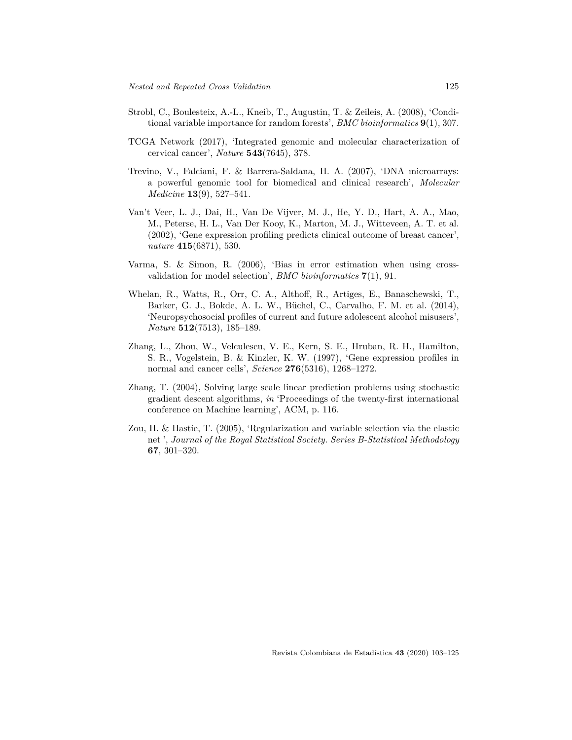Strobl, C., Boulesteix, A.-L., Kneib, T., Augustin, T. & Zeileis, A. (2008), 'Conditional variable importance for random forests', *BMC bioinformatics* **9**(1), 307.

TCGA Network (2017), 'Integrated genomic and molecular characterization of cervical cancer', *Nature* **543**(7645), 378.

Trevino, V., Falciani, F. & Barrera-Saldana, H. A. (2007), 'DNA microarrays: a powerful genomic tool for biomedical and clinical research', *Molecular Medicine* **13**(9), 527–541.

Van't Veer, L. J., Dai, H., Van De Vijver, M. J., He, Y. D., Hart, A. A., Mao, M., Peterse, H. L., Van Der Kooy, K., Marton, M. J., Witteveen, A. T. et al. (2002), 'Gene expression profiling predicts clinical outcome of breast cancer', *nature* **415**(6871), 530.

Varma, S. & Simon, R. (2006), 'Bias in error estimation when using cross-validation for model selection', *BMC bioinformatics* **7**(1), 91.

Whelan, R., Watts, R., Orr, C. A., Althoff, R., Artiges, E., Banaschewski, T., Barker, G. J., Bokde, A. L. W., Büchel, C., Carvalho, F. M. et al. (2014), 'Neuropsychosocial profiles of current and future adolescent alcohol misusers', *Nature* **512**(7513), 185–189.

Zhang, L., Zhou, W., Velculescu, V. E., Kern, S. E., Hruban, R. H., Hamilton, S. R., Vogelstein, B. & Kinzler, K. W. (1997), 'Gene expression profiles in normal and cancer cells', *Science* **276**(5316), 1268–1272.

Zhang, T. (2004), Solving large scale linear prediction problems using stochastic gradient descent algorithms, *in* 'Proceedings of the twenty-first international conference on Machine learning', ACM, p. 116.

Zou, H. & Hastie, T. (2005), 'Regularization and variable selection via the elastic net ', *Journal of the Royal Statistical Society. Series B-Statistical Methodology* **67**, 301–320.